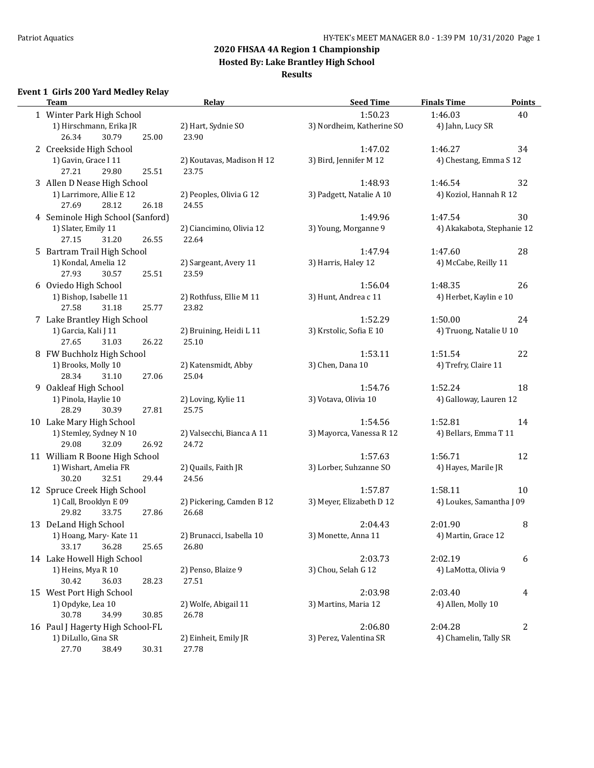# 2020 FHSAA 4A Region 1 Championship

## Hosted By: Lake Brantley High School

## Results

### Event 1 Girls 200 Yard Medley Relay

| | Team | Relay | | Seed Time | Finals Time | Points |
|---|---|---|---|---|---|---|
| 1 | Winter Park High School | | | 1:50.23 | 1:46.03 | 40 |
| | 1) Hirschmann, Erika JR | 2) Hart, Sydnie SO | 3) Nordheim, Katherine SO | 4) Jahn, Lucy SR | | |
| | 26.34 30.79 25.00 | 23.90 | | | | |
| 2 | Creekside High School | | | 1:47.02 | 1:46.27 | 34 |
| | 1) Gavin, Grace I 11 | 2) Koutavas, Madison H 12 | 3) Bird, Jennifer M 12 | 4) Chestang, Emma S 12 | | |
| | 27.21 29.80 25.51 | 23.75 | | | | |
| 3 | Allen D Nease High School | | | 1:48.93 | 1:46.54 | 32 |
| | 1) Larrimore, Allie E 12 | 2) Peoples, Olivia G 12 | 3) Padgett, Natalie A 10 | 4) Koziol, Hannah R 12 | | |
| | 27.69 28.12 26.18 | 24.55 | | | | |
| 4 | Seminole High School (Sanford) | | | 1:49.96 | 1:47.54 | 30 |
| | 1) Slater, Emily 11 | 2) Ciancimino, Olivia 12 | 3) Young, Morganne 9 | 4) Akakabota, Stephanie 12 | | |
| | 27.15 31.20 26.55 | 22.64 | | | | |
| 5 | Bartram Trail High School | | | 1:47.94 | 1:47.60 | 28 |
| | 1) Kondal, Amelia 12 | 2) Sargeant, Avery 11 | 3) Harris, Haley 12 | 4) McCabe, Reilly 11 | | |
| | 27.93 30.57 25.51 | 23.59 | | | | |
| 6 | Oviedo High School | | | 1:56.04 | 1:48.35 | 26 |
| | 1) Bishop, Isabelle 11 | 2) Rothfuss, Ellie M 11 | 3) Hunt, Andrea c 11 | 4) Herbet, Kaylin e 10 | | |
| | 27.58 31.18 25.77 | 23.82 | | | | |
| 7 | Lake Brantley High School | | | 1:52.29 | 1:50.00 | 24 |
| | 1) Garcia, Kali J 11 | 2) Bruining, Heidi L 11 | 3) Krstolic, Sofia E 10 | 4) Truong, Natalie U 10 | | |
| | 27.65 31.03 26.22 | 25.10 | | | | |
| 8 | FW Buchholz High School | | | 1:53.11 | 1:51.54 | 22 |
| | 1) Brooks, Molly 10 | 2) Katensmidt, Abby | 3) Chen, Dana 10 | 4) Trefry, Claire 11 | | |
| | 28.34 31.10 27.06 | 25.04 | | | | |
| 9 | Oakleaf High School | | | 1:54.76 | 1:52.24 | 18 |
| | 1) Pinola, Haylie 10 | 2) Loving, Kylie 11 | 3) Votava, Olivia 10 | 4) Galloway, Lauren 12 | | |
| | 28.29 30.39 27.81 | 25.75 | | | | |
| 10 | Lake Mary High School | | | 1:54.56 | 1:52.81 | 14 |
| | 1) Stemley, Sydney N 10 | 2) Valsecchi, Bianca A 11 | 3) Mayorca, Vanessa R 12 | 4) Bellars, Emma T 11 | | |
| | 29.08 32.09 26.92 | 24.72 | | | | |
| 11 | William R Boone High School | | | 1:57.63 | 1:56.71 | 12 |
| | 1) Wishart, Amelia FR | 2) Quails, Faith JR | 3) Lorber, Suhzanne SO | 4) Hayes, Marile JR | | |
| | 30.20 32.51 29.44 | 24.56 | | | | |
| 12 | Spruce Creek High School | | | 1:57.87 | 1:58.11 | 10 |
| | 1) Call, Brooklyn E 09 | 2) Pickering, Camden B 12 | 3) Meyer, Elizabeth D 12 | 4) Loukes, Samantha J 09 | | |
| | 29.82 33.75 27.86 | 26.68 | | | | |
| 13 | DeLand High School | | | 2:04.43 | 2:01.90 | 8 |
| | 1) Hoang, Mary- Kate 11 | 2) Brunacci, Isabella 10 | 3) Monette, Anna 11 | 4) Martin, Grace 12 | | |
| | 33.17 36.28 25.65 | 26.80 | | | | |
| 14 | Lake Howell High School | | | 2:03.73 | 2:02.19 | 6 |
| | 1) Heins, Mya R 10 | 2) Penso, Blaize 9 | 3) Chou, Selah G 12 | 4) LaMotta, Olivia 9 | | |
| | 30.42 36.03 28.23 | 27.51 | | | | |
| 15 | West Port High School | | | 2:03.98 | 2:03.40 | 4 |
| | 1) Opdyke, Lea 10 | 2) Wolfe, Abigail 11 | 3) Martins, Maria 12 | 4) Allen, Molly 10 | | |
| | 30.78 34.99 30.85 | 26.78 | | | | |
| 16 | Paul J Hagerty High School-FL | | | 2:06.80 | 2:04.28 | 2 |
| | 1) DiLullo, Gina SR | 2) Einheit, Emily JR | 3) Perez, Valentina SR | 4) Chamelin, Tally SR | | |
| | 27.70 38.49 30.31 | 27.78 | | | | |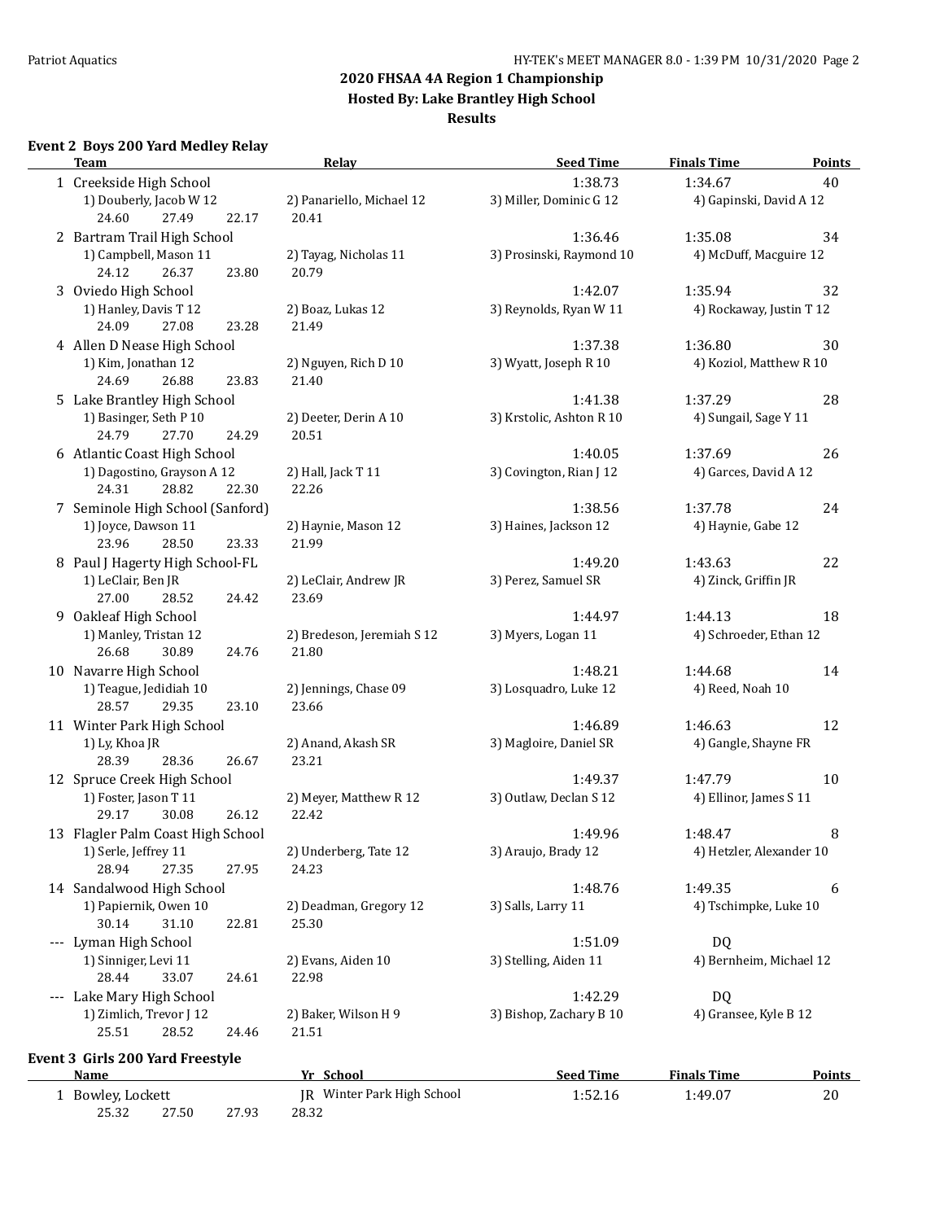**2020 FHSAA 4A Region 1 Championship**
**Hosted By: Lake Brantley High School**
**Results**

### Event 2 Boys 200 Yard Medley Relay

| | Team | Relay | Seed Time | Finals Time | Points |
|---|---|---|---|---|---|
| 1 | Creekside High School | | 1:38.73 | 1:34.67 | 40 |
| | 1) Douberly, Jacob W 12 | 2) Panariello, Michael 12 | 3) Miller, Dominic G 12 | 4) Gapinski, David A 12 | |
| | 24.60 27.49 22.17 20.41 | | | | |
| 2 | Bartram Trail High School | | 1:36.46 | 1:35.08 | 34 |
| | 1) Campbell, Mason 11 | 2) Tayag, Nicholas 11 | 3) Prosinski, Raymond 10 | 4) McDuff, Macguire 12 | |
| | 24.12 26.37 23.80 20.79 | | | | |
| 3 | Oviedo High School | | 1:42.07 | 1:35.94 | 32 |
| | 1) Hanley, Davis T 12 | 2) Boaz, Lukas 12 | 3) Reynolds, Ryan W 11 | 4) Rockaway, Justin T 12 | |
| | 24.09 27.08 23.28 21.49 | | | | |
| 4 | Allen D Nease High School | | 1:37.38 | 1:36.80 | 30 |
| | 1) Kim, Jonathan 12 | 2) Nguyen, Rich D 10 | 3) Wyatt, Joseph R 10 | 4) Koziol, Matthew R 10 | |
| | 24.69 26.88 23.83 21.40 | | | | |
| 5 | Lake Brantley High School | | 1:41.38 | 1:37.29 | 28 |
| | 1) Basinger, Seth P 10 | 2) Deeter, Derin A 10 | 3) Krstolic, Ashton R 10 | 4) Sungail, Sage Y 11 | |
| | 24.79 27.70 24.29 20.51 | | | | |
| 6 | Atlantic Coast High School | | 1:40.05 | 1:37.69 | 26 |
| | 1) Dagostino, Grayson A 12 | 2) Hall, Jack T 11 | 3) Covington, Rian J 12 | 4) Garces, David A 12 | |
| | 24.31 28.82 22.30 22.26 | | | | |
| 7 | Seminole High School (Sanford) | | 1:38.56 | 1:37.78 | 24 |
| | 1) Joyce, Dawson 11 | 2) Haynie, Mason 12 | 3) Haines, Jackson 12 | 4) Haynie, Gabe 12 | |
| | 23.96 28.50 23.33 21.99 | | | | |
| 8 | Paul J Hagerty High School-FL | | 1:49.20 | 1:43.63 | 22 |
| | 1) LeClair, Ben JR | 2) LeClair, Andrew JR | 3) Perez, Samuel SR | 4) Zinck, Griffin JR | |
| | 27.00 28.52 24.42 23.69 | | | | |
| 9 | Oakleaf High School | | 1:44.97 | 1:44.13 | 18 |
| | 1) Manley, Tristan 12 | 2) Bredeson, Jeremiah S 12 | 3) Myers, Logan 11 | 4) Schroeder, Ethan 12 | |
| | 26.68 30.89 24.76 21.80 | | | | |
| 10 | Navarre High School | | 1:48.21 | 1:44.68 | 14 |
| | 1) Teague, Jedidiah 10 | 2) Jennings, Chase 09 | 3) Losquadro, Luke 12 | 4) Reed, Noah 10 | |
| | 28.57 29.35 23.10 23.66 | | | | |
| 11 | Winter Park High School | | 1:46.89 | 1:46.63 | 12 |
| | 1) Ly, Khoa JR | 2) Anand, Akash SR | 3) Magloire, Daniel SR | 4) Gangle, Shayne FR | |
| | 28.39 28.36 26.67 23.21 | | | | |
| 12 | Spruce Creek High School | | 1:49.37 | 1:47.79 | 10 |
| | 1) Foster, Jason T 11 | 2) Meyer, Matthew R 12 | 3) Outlaw, Declan S 12 | 4) Ellinor, James S 11 | |
| | 29.17 30.08 26.12 22.42 | | | | |
| 13 | Flagler Palm Coast High School | | 1:49.96 | 1:48.47 | 8 |
| | 1) Serle, Jeffrey 11 | 2) Underberg, Tate 12 | 3) Araujo, Brady 12 | 4) Hetzler, Alexander 10 | |
| | 28.94 27.35 27.95 24.23 | | | | |
| 14 | Sandalwood High School | | 1:48.76 | 1:49.35 | 6 |
| | 1) Papiernik, Owen 10 | 2) Deadman, Gregory 12 | 3) Salls, Larry 11 | 4) Tschimpke, Luke 10 | |
| | 30.14 31.10 22.81 25.30 | | | | |
| --- | Lyman High School | | 1:51.09 | DQ | |
| | 1) Sinniger, Levi 11 | 2) Evans, Aiden 10 | 3) Stelling, Aiden 11 | 4) Bernheim, Michael 12 | |
| | 28.44 33.07 24.61 22.98 | | | | |
| --- | Lake Mary High School | | 1:42.29 | DQ | |
| | 1) Zimlich, Trevor J 12 | 2) Baker, Wilson H 9 | 3) Bishop, Zachary B 10 | 4) Gransee, Kyle B 12 | |
| | 25.51 28.52 24.46 21.51 | | | | |

### Event 3 Girls 200 Yard Freestyle

| | Name | Yr | School | Seed Time | Finals Time | Points |
|---|---|---|---|---|---|---|
| 1 | Bowley, Lockett | JR | Winter Park High School | 1:52.16 | 1:49.07 | 20 |
| | 25.32 27.50 27.93 28.32 | | | | | |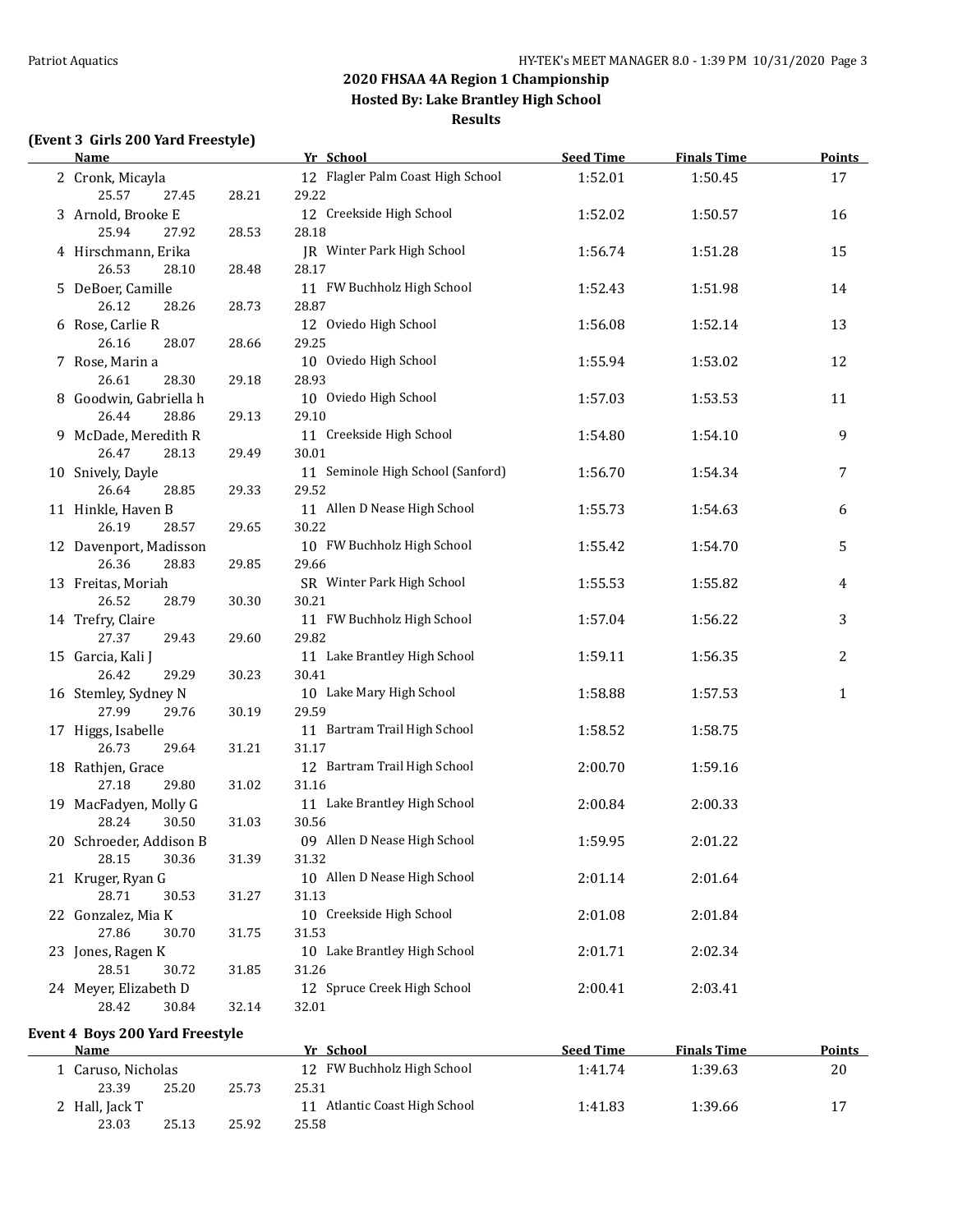## 2020 FHSAA 4A Region 1 Championship

**Hosted By: Lake Brantley High School**

**Results**

### (Event 3 Girls 200 Yard Freestyle)

| | Name | Yr | School | Seed Time | Finals Time | Points |
|---|---|---|---|---|---|---|
| 2 | Cronk, Micayla | 12 | Flagler Palm Coast High School | 1:52.01 | 1:50.45 | 17 |
| | 25.57 27.45 28.21 29.22 | | | | | |
| 3 | Arnold, Brooke E | 12 | Creekside High School | 1:52.02 | 1:50.57 | 16 |
| | 25.94 27.92 28.53 28.18 | | | | | |
| 4 | Hirschmann, Erika | JR | Winter Park High School | 1:56.74 | 1:51.28 | 15 |
| | 26.53 28.10 28.48 28.17 | | | | | |
| 5 | DeBoer, Camille | 11 | FW Buchholz High School | 1:52.43 | 1:51.98 | 14 |
| | 26.12 28.26 28.73 28.87 | | | | | |
| 6 | Rose, Carlie R | 12 | Oviedo High School | 1:56.08 | 1:52.14 | 13 |
| | 26.16 28.07 28.66 29.25 | | | | | |
| 7 | Rose, Marin a | 10 | Oviedo High School | 1:55.94 | 1:53.02 | 12 |
| | 26.61 28.30 29.18 28.93 | | | | | |
| 8 | Goodwin, Gabriella h | 10 | Oviedo High School | 1:57.03 | 1:53.53 | 11 |
| | 26.44 28.86 29.13 29.10 | | | | | |
| 9 | McDade, Meredith R | 11 | Creekside High School | 1:54.80 | 1:54.10 | 9 |
| | 26.47 28.13 29.49 30.01 | | | | | |
| 10 | Snively, Dayle | 11 | Seminole High School (Sanford) | 1:56.70 | 1:54.34 | 7 |
| | 26.64 28.85 29.33 29.52 | | | | | |
| 11 | Hinkle, Haven B | 11 | Allen D Nease High School | 1:55.73 | 1:54.63 | 6 |
| | 26.19 28.57 29.65 30.22 | | | | | |
| 12 | Davenport, Madisson | 10 | FW Buchholz High School | 1:55.42 | 1:54.70 | 5 |
| | 26.36 28.83 29.85 29.66 | | | | | |
| 13 | Freitas, Moriah | SR | Winter Park High School | 1:55.53 | 1:55.82 | 4 |
| | 26.52 28.79 30.30 30.21 | | | | | |
| 14 | Trefry, Claire | 11 | FW Buchholz High School | 1:57.04 | 1:56.22 | 3 |
| | 27.37 29.43 29.60 29.82 | | | | | |
| 15 | Garcia, Kali J | 11 | Lake Brantley High School | 1:59.11 | 1:56.35 | 2 |
| | 26.42 29.29 30.23 30.41 | | | | | |
| 16 | Stemley, Sydney N | 10 | Lake Mary High School | 1:58.88 | 1:57.53 | 1 |
| | 27.99 29.76 30.19 29.59 | | | | | |
| 17 | Higgs, Isabelle | 11 | Bartram Trail High School | 1:58.52 | 1:58.75 | |
| | 26.73 29.64 31.21 31.17 | | | | | |
| 18 | Rathjen, Grace | 12 | Bartram Trail High School | 2:00.70 | 1:59.16 | |
| | 27.18 29.80 31.02 31.16 | | | | | |
| 19 | MacFadyen, Molly G | 11 | Lake Brantley High School | 2:00.84 | 2:00.33 | |
| | 28.24 30.50 31.03 30.56 | | | | | |
| 20 | Schroeder, Addison B | 09 | Allen D Nease High School | 1:59.95 | 2:01.22 | |
| | 28.15 30.36 31.39 31.32 | | | | | |
| 21 | Kruger, Ryan G | 10 | Allen D Nease High School | 2:01.14 | 2:01.64 | |
| | 28.71 30.53 31.27 31.13 | | | | | |
| 22 | Gonzalez, Mia K | 10 | Creekside High School | 2:01.08 | 2:01.84 | |
| | 27.86 30.70 31.75 31.53 | | | | | |
| 23 | Jones, Ragen K | 10 | Lake Brantley High School | 2:01.71 | 2:02.34 | |
| | 28.51 30.72 31.85 31.26 | | | | | |
| 24 | Meyer, Elizabeth D | 12 | Spruce Creek High School | 2:00.41 | 2:03.41 | |
| | 28.42 30.84 32.14 32.01 | | | | | |

### Event 4 Boys 200 Yard Freestyle

| | Name | Yr | School | Seed Time | Finals Time | Points |
|---|---|---|---|---|---|---|
| 1 | Caruso, Nicholas | 12 | FW Buchholz High School | 1:41.74 | 1:39.63 | 20 |
| | 23.39 25.20 25.73 25.31 | | | | | |
| 2 | Hall, Jack T | 11 | Atlantic Coast High School | 1:41.83 | 1:39.66 | 17 |
| | 23.03 25.13 25.92 25.58 | | | | | |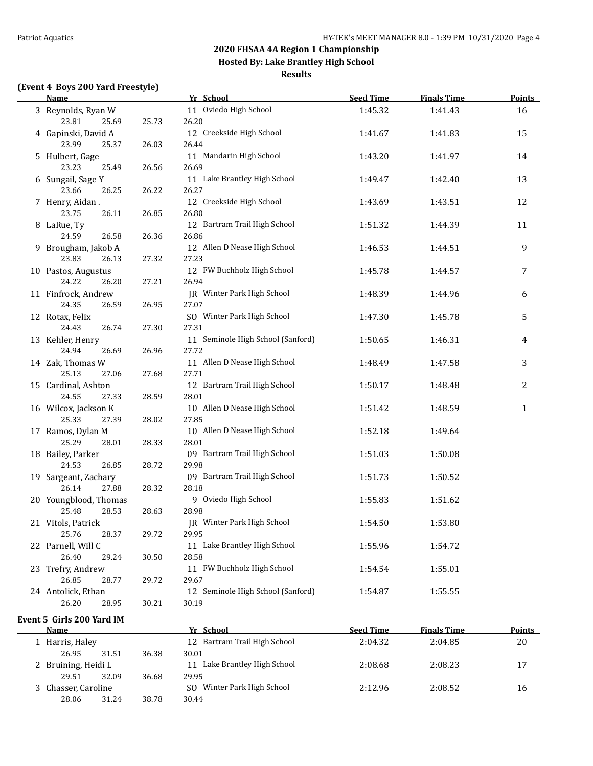## 2020 FHSAA 4A Region 1 Championship
### Hosted By: Lake Brantley High School
### Results

**(Event 4 Boys 200 Yard Freestyle)**

| | Name | Yr | School | Seed Time | Finals Time | Points |
|---|---|---|---|---|---|---|
| 3 | Reynolds, Ryan W | 11 | Oviedo High School | 1:45.32 | 1:41.43 | 16 |
| | 23.81 25.69 25.73 26.20 | | | | | |
| 4 | Gapinski, David A | 12 | Creekside High School | 1:41.67 | 1:41.83 | 15 |
| | 23.99 25.37 26.03 26.44 | | | | | |
| 5 | Hulbert, Gage | 11 | Mandarin High School | 1:43.20 | 1:41.97 | 14 |
| | 23.23 25.49 26.56 26.69 | | | | | |
| 6 | Sungail, Sage Y | 11 | Lake Brantley High School | 1:49.47 | 1:42.40 | 13 |
| | 23.66 26.25 26.22 26.27 | | | | | |
| 7 | Henry, Aidan . | 12 | Creekside High School | 1:43.69 | 1:43.51 | 12 |
| | 23.75 26.11 26.85 26.80 | | | | | |
| 8 | LaRue, Ty | 12 | Bartram Trail High School | 1:51.32 | 1:44.39 | 11 |
| | 24.59 26.58 26.36 26.86 | | | | | |
| 9 | Brougham, Jakob A | 12 | Allen D Nease High School | 1:46.53 | 1:44.51 | 9 |
| | 23.83 26.13 27.32 27.23 | | | | | |
| 10 | Pastos, Augustus | 12 | FW Buchholz High School | 1:45.78 | 1:44.57 | 7 |
| | 24.22 26.20 27.21 26.94 | | | | | |
| 11 | Finfrock, Andrew | JR | Winter Park High School | 1:48.39 | 1:44.96 | 6 |
| | 24.35 26.59 26.95 27.07 | | | | | |
| 12 | Rotax, Felix | SO | Winter Park High School | 1:47.30 | 1:45.78 | 5 |
| | 24.43 26.74 27.30 27.31 | | | | | |
| 13 | Kehler, Henry | 11 | Seminole High School (Sanford) | 1:50.65 | 1:46.31 | 4 |
| | 24.94 26.69 26.96 27.72 | | | | | |
| 14 | Zak, Thomas W | 11 | Allen D Nease High School | 1:48.49 | 1:47.58 | 3 |
| | 25.13 27.06 27.68 27.71 | | | | | |
| 15 | Cardinal, Ashton | 12 | Bartram Trail High School | 1:50.17 | 1:48.48 | 2 |
| | 24.55 27.33 28.59 28.01 | | | | | |
| 16 | Wilcox, Jackson K | 10 | Allen D Nease High School | 1:51.42 | 1:48.59 | 1 |
| | 25.33 27.39 28.02 27.85 | | | | | |
| 17 | Ramos, Dylan M | 10 | Allen D Nease High School | 1:52.18 | 1:49.64 | |
| | 25.29 28.01 28.33 28.01 | | | | | |
| 18 | Bailey, Parker | 09 | Bartram Trail High School | 1:51.03 | 1:50.08 | |
| | 24.53 26.85 28.72 29.98 | | | | | |
| 19 | Sargeant, Zachary | 09 | Bartram Trail High School | 1:51.73 | 1:50.52 | |
| | 26.14 27.88 28.32 28.18 | | | | | |
| 20 | Youngblood, Thomas | 9 | Oviedo High School | 1:55.83 | 1:51.62 | |
| | 25.48 28.53 28.63 28.98 | | | | | |
| 21 | Vitols, Patrick | JR | Winter Park High School | 1:54.50 | 1:53.80 | |
| | 25.76 28.37 29.72 29.95 | | | | | |
| 22 | Parnell, Will C | 11 | Lake Brantley High School | 1:55.96 | 1:54.72 | |
| | 26.40 29.24 30.50 28.58 | | | | | |
| 23 | Trefry, Andrew | 11 | FW Buchholz High School | 1:54.54 | 1:55.01 | |
| | 26.85 28.77 29.72 29.67 | | | | | |
| 24 | Antolick, Ethan | 12 | Seminole High School (Sanford) | 1:54.87 | 1:55.55 | |
| | 26.20 28.95 30.21 30.19 | | | | | |

**Event 5 Girls 200 Yard IM**

| | Name | Yr | School | Seed Time | Finals Time | Points |
|---|---|---|---|---|---|---|
| 1 | Harris, Haley | 12 | Bartram Trail High School | 2:04.32 | 2:04.85 | 20 |
| | 26.95 31.51 36.38 30.01 | | | | | |
| 2 | Bruining, Heidi L | 11 | Lake Brantley High School | 2:08.68 | 2:08.23 | 17 |
| | 29.51 32.09 36.68 29.95 | | | | | |
| 3 | Chasser, Caroline | SO | Winter Park High School | 2:12.96 | 2:08.52 | 16 |
| | 28.06 31.24 38.78 30.44 | | | | | |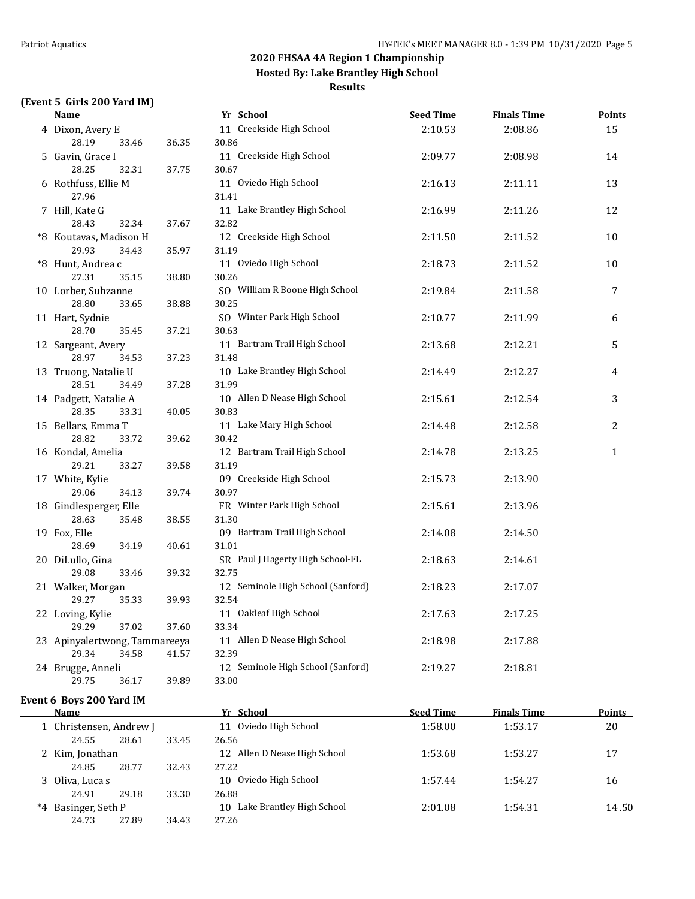## 2020 FHSAA 4A Region 1 Championship
### Hosted By: Lake Brantley High School
### Results

### (Event 5 Girls 200 Yard IM)

| | Name | Yr | School | Seed Time | Finals Time | Points |
|---|---|---|---|---|---|---|
| 4 | Dixon, Avery E | 11 | Creekside High School | 2:10.53 | 2:08.86 | 15 |
| | 28.19 33.46 36.35 30.86 | | | | | |
| 5 | Gavin, Grace I | 11 | Creekside High School | 2:09.77 | 2:08.98 | 14 |
| | 28.25 32.31 37.75 30.67 | | | | | |
| 6 | Rothfuss, Ellie M | 11 | Oviedo High School | 2:16.13 | 2:11.11 | 13 |
| | 27.96 31.41 | | | | | |
| 7 | Hill, Kate G | 11 | Lake Brantley High School | 2:16.99 | 2:11.26 | 12 |
| | 28.43 32.34 37.67 32.82 | | | | | |
| *8 | Koutavas, Madison H | 12 | Creekside High School | 2:11.50 | 2:11.52 | 10 |
| | 29.93 34.43 35.97 31.19 | | | | | |
| *8 | Hunt, Andrea c | 11 | Oviedo High School | 2:18.73 | 2:11.52 | 10 |
| | 27.31 35.15 38.80 30.26 | | | | | |
| 10 | Lorber, Suhzanne | SO | William R Boone High School | 2:19.84 | 2:11.58 | 7 |
| | 28.80 33.65 38.88 30.25 | | | | | |
| 11 | Hart, Sydnie | SO | Winter Park High School | 2:10.77 | 2:11.99 | 6 |
| | 28.70 35.45 37.21 30.63 | | | | | |
| 12 | Sargeant, Avery | 11 | Bartram Trail High School | 2:13.68 | 2:12.21 | 5 |
| | 28.97 34.53 37.23 31.48 | | | | | |
| 13 | Truong, Natalie U | 10 | Lake Brantley High School | 2:14.49 | 2:12.27 | 4 |
| | 28.51 34.49 37.28 31.99 | | | | | |
| 14 | Padgett, Natalie A | 10 | Allen D Nease High School | 2:15.61 | 2:12.54 | 3 |
| | 28.35 33.31 40.05 30.83 | | | | | |
| 15 | Bellars, Emma T | 11 | Lake Mary High School | 2:14.48 | 2:12.58 | 2 |
| | 28.82 33.72 39.62 30.42 | | | | | |
| 16 | Kondal, Amelia | 12 | Bartram Trail High School | 2:14.78 | 2:13.25 | 1 |
| | 29.21 33.27 39.58 31.19 | | | | | |
| 17 | White, Kylie | 09 | Creekside High School | 2:15.73 | 2:13.90 | |
| | 29.06 34.13 39.74 30.97 | | | | | |
| 18 | Gindlesperger, Elle | FR | Winter Park High School | 2:15.61 | 2:13.96 | |
| | 28.63 35.48 38.55 31.30 | | | | | |
| 19 | Fox, Elle | 09 | Bartram Trail High School | 2:14.08 | 2:14.50 | |
| | 28.69 34.19 40.61 31.01 | | | | | |
| 20 | DiLullo, Gina | SR | Paul J Hagerty High School-FL | 2:18.63 | 2:14.61 | |
| | 29.08 33.46 39.32 32.75 | | | | | |
| 21 | Walker, Morgan | 12 | Seminole High School (Sanford) | 2:18.23 | 2:17.07 | |
| | 29.27 35.33 39.93 32.54 | | | | | |
| 22 | Loving, Kylie | 11 | Oakleaf High School | 2:17.63 | 2:17.25 | |
| | 29.29 37.02 37.60 33.34 | | | | | |
| 23 | Apinyalertwong, Tammareeya | 11 | Allen D Nease High School | 2:18.98 | 2:17.88 | |
| | 29.34 34.58 41.57 32.39 | | | | | |
| 24 | Brugge, Anneli | 12 | Seminole High School (Sanford) | 2:19.27 | 2:18.81 | |
| | 29.75 36.17 39.89 33.00 | | | | | |

### Event 6 Boys 200 Yard IM

| | Name | Yr | School | Seed Time | Finals Time | Points |
|---|---|---|---|---|---|---|
| 1 | Christensen, Andrew J | 11 | Oviedo High School | 1:58.00 | 1:53.17 | 20 |
| | 24.55 28.61 33.45 26.56 | | | | | |
| 2 | Kim, Jonathan | 12 | Allen D Nease High School | 1:53.68 | 1:53.27 | 17 |
| | 24.85 28.77 32.43 27.22 | | | | | |
| 3 | Oliva, Luca s | 10 | Oviedo High School | 1:57.44 | 1:54.27 | 16 |
| | 24.91 29.18 33.30 26.88 | | | | | |
| *4 | Basinger, Seth P | 10 | Lake Brantley High School | 2:01.08 | 1:54.31 | 14.50 |
| | 24.73 27.89 34.43 27.26 | | | | | |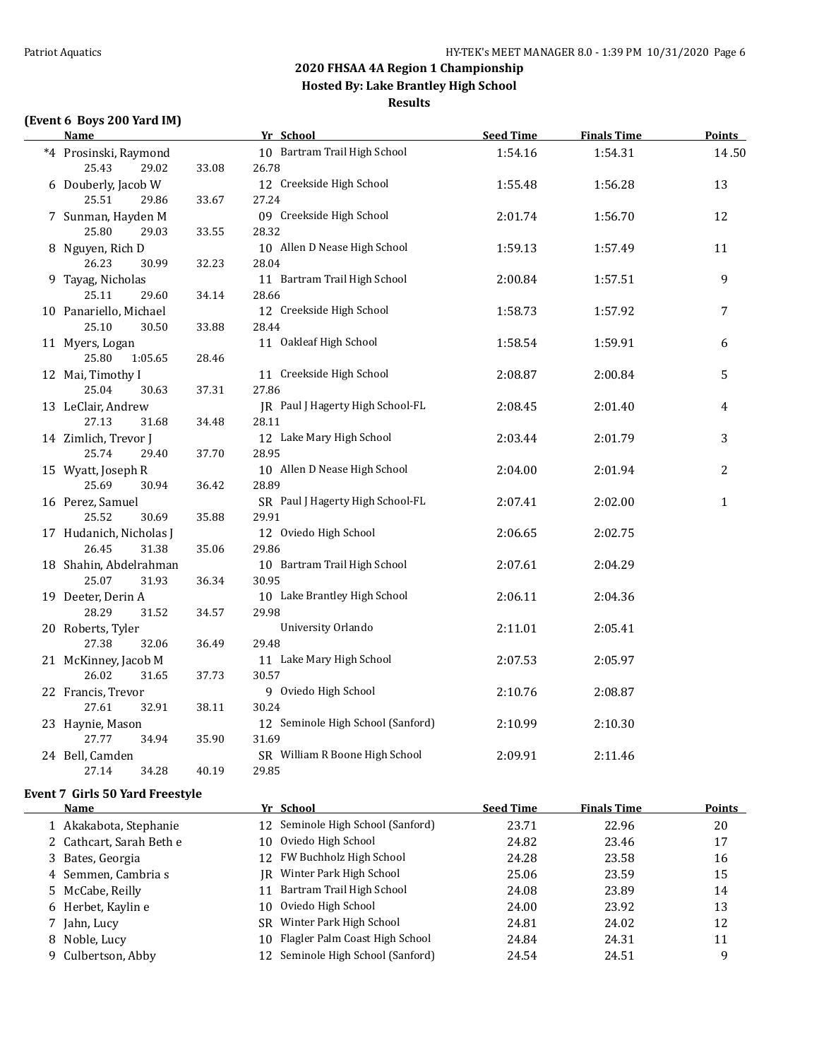## 2020 FHSAA 4A Region 1 Championship

### Hosted By: Lake Brantley High School

### Results

**(Event 6 Boys 200 Yard IM)**

| Name | Yr | School | Seed Time | Finals Time | Points |
|---|---|---|---|---|---|
| *4 Prosinski, Raymond | 10 | Bartram Trail High School | 1:54.16 | 1:54.31 | 14.50 |
| 25.43  29.02  33.08  26.78 | | | | | |
| 6 Douberly, Jacob W | 12 | Creekside High School | 1:55.48 | 1:56.28 | 13 |
| 25.51  29.86  33.67  27.24 | | | | | |
| 7 Sunman, Hayden M | 09 | Creekside High School | 2:01.74 | 1:56.70 | 12 |
| 25.80  29.03  33.55  28.32 | | | | | |
| 8 Nguyen, Rich D | 10 | Allen D Nease High School | 1:59.13 | 1:57.49 | 11 |
| 26.23  30.99  32.23  28.04 | | | | | |
| 9 Tayag, Nicholas | 11 | Bartram Trail High School | 2:00.84 | 1:57.51 | 9 |
| 25.11  29.60  34.14  28.66 | | | | | |
| 10 Panariello, Michael | 12 | Creekside High School | 1:58.73 | 1:57.92 | 7 |
| 25.10  30.50  33.88  28.44 | | | | | |
| 11 Myers, Logan | 11 | Oakleaf High School | 1:58.54 | 1:59.91 | 6 |
| 25.80  1:05.65  28.46 | | | | | |
| 12 Mai, Timothy I | 11 | Creekside High School | 2:08.87 | 2:00.84 | 5 |
| 25.04  30.63  37.31  27.86 | | | | | |
| 13 LeClair, Andrew | JR | Paul J Hagerty High School-FL | 2:08.45 | 2:01.40 | 4 |
| 27.13  31.68  34.48  28.11 | | | | | |
| 14 Zimlich, Trevor J | 12 | Lake Mary High School | 2:03.44 | 2:01.79 | 3 |
| 25.74  29.40  37.70  28.95 | | | | | |
| 15 Wyatt, Joseph R | 10 | Allen D Nease High School | 2:04.00 | 2:01.94 | 2 |
| 25.69  30.94  36.42  28.89 | | | | | |
| 16 Perez, Samuel | SR | Paul J Hagerty High School-FL | 2:07.41 | 2:02.00 | 1 |
| 25.52  30.69  35.88  29.91 | | | | | |
| 17 Hudanich, Nicholas J | 12 | Oviedo High School | 2:06.65 | 2:02.75 | |
| 26.45  31.38  35.06  29.86 | | | | | |
| 18 Shahin, Abdelrahman | 10 | Bartram Trail High School | 2:07.61 | 2:04.29 | |
| 25.07  31.93  36.34  30.95 | | | | | |
| 19 Deeter, Derin A | 10 | Lake Brantley High School | 2:06.11 | 2:04.36 | |
| 28.29  31.52  34.57  29.98 | | | | | |
| 20 Roberts, Tyler | | University Orlando | 2:11.01 | 2:05.41 | |
| 27.38  32.06  36.49  29.48 | | | | | |
| 21 McKinney, Jacob M | 11 | Lake Mary High School | 2:07.53 | 2:05.97 | |
| 26.02  31.65  37.73  30.57 | | | | | |
| 22 Francis, Trevor | 9 | Oviedo High School | 2:10.76 | 2:08.87 | |
| 27.61  32.91  38.11  30.24 | | | | | |
| 23 Haynie, Mason | 12 | Seminole High School (Sanford) | 2:10.99 | 2:10.30 | |
| 27.77  34.94  35.90  31.69 | | | | | |
| 24 Bell, Camden | SR | William R Boone High School | 2:09.91 | 2:11.46 | |
| 27.14  34.28  40.19  29.85 | | | | | |

**Event 7 Girls 50 Yard Freestyle**

| Name | Yr | School | Seed Time | Finals Time | Points |
|---|---|---|---|---|---|
| 1 Akakabota, Stephanie | 12 | Seminole High School (Sanford) | 23.71 | 22.96 | 20 |
| 2 Cathcart, Sarah Beth e | 10 | Oviedo High School | 24.82 | 23.46 | 17 |
| 3 Bates, Georgia | 12 | FW Buchholz High School | 24.28 | 23.58 | 16 |
| 4 Semmen, Cambria s | JR | Winter Park High School | 25.06 | 23.59 | 15 |
| 5 McCabe, Reilly | 11 | Bartram Trail High School | 24.08 | 23.89 | 14 |
| 6 Herbet, Kaylin e | 10 | Oviedo High School | 24.00 | 23.92 | 13 |
| 7 Jahn, Lucy | SR | Winter Park High School | 24.81 | 24.02 | 12 |
| 8 Noble, Lucy | 10 | Flagler Palm Coast High School | 24.84 | 24.31 | 11 |
| 9 Culbertson, Abby | 12 | Seminole High School (Sanford) | 24.54 | 24.51 | 9 |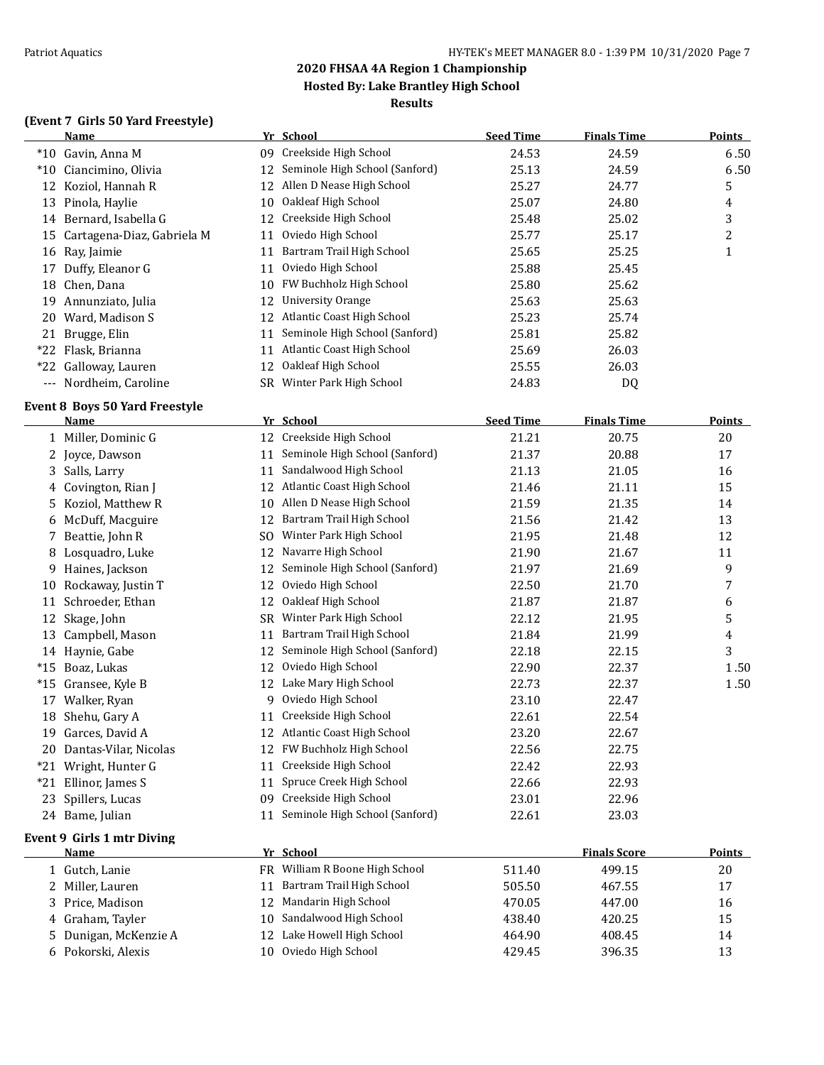## 2020 FHSAA 4A Region 1 Championship
### Hosted By: Lake Brantley High School
### Results

**(Event 7 Girls 50 Yard Freestyle)**

| | Name | Yr | School | Seed Time | Finals Time | Points |
|---|---|---|---|---|---|---|
| *10 | Gavin, Anna M | 09 | Creekside High School | 24.53 | 24.59 | 6.50 |
| *10 | Ciancimino, Olivia | 12 | Seminole High School (Sanford) | 25.13 | 24.59 | 6.50 |
| 12 | Koziol, Hannah R | 12 | Allen D Nease High School | 25.27 | 24.77 | 5 |
| 13 | Pinola, Haylie | 10 | Oakleaf High School | 25.07 | 24.80 | 4 |
| 14 | Bernard, Isabella G | 12 | Creekside High School | 25.48 | 25.02 | 3 |
| 15 | Cartagena-Diaz, Gabriela M | 11 | Oviedo High School | 25.77 | 25.17 | 2 |
| 16 | Ray, Jaimie | 11 | Bartram Trail High School | 25.65 | 25.25 | 1 |
| 17 | Duffy, Eleanor G | 11 | Oviedo High School | 25.88 | 25.45 | |
| 18 | Chen, Dana | 10 | FW Buchholz High School | 25.80 | 25.62 | |
| 19 | Annunziato, Julia | 12 | University Orange | 25.63 | 25.63 | |
| 20 | Ward, Madison S | 12 | Atlantic Coast High School | 25.23 | 25.74 | |
| 21 | Brugge, Elin | 11 | Seminole High School (Sanford) | 25.81 | 25.82 | |
| *22 | Flask, Brianna | 11 | Atlantic Coast High School | 25.69 | 26.03 | |
| *22 | Galloway, Lauren | 12 | Oakleaf High School | 25.55 | 26.03 | |
| --- | Nordheim, Caroline | SR | Winter Park High School | 24.83 | DQ | |

**Event 8 Boys 50 Yard Freestyle**

| | Name | Yr | School | Seed Time | Finals Time | Points |
|---|---|---|---|---|---|---|
| 1 | Miller, Dominic G | 12 | Creekside High School | 21.21 | 20.75 | 20 |
| 2 | Joyce, Dawson | 11 | Seminole High School (Sanford) | 21.37 | 20.88 | 17 |
| 3 | Salls, Larry | 11 | Sandalwood High School | 21.13 | 21.05 | 16 |
| 4 | Covington, Rian J | 12 | Atlantic Coast High School | 21.46 | 21.11 | 15 |
| 5 | Koziol, Matthew R | 10 | Allen D Nease High School | 21.59 | 21.35 | 14 |
| 6 | McDuff, Macguire | 12 | Bartram Trail High School | 21.56 | 21.42 | 13 |
| 7 | Beattie, John R | SO | Winter Park High School | 21.95 | 21.48 | 12 |
| 8 | Losquadro, Luke | 12 | Navarre High School | 21.90 | 21.67 | 11 |
| 9 | Haines, Jackson | 12 | Seminole High School (Sanford) | 21.97 | 21.69 | 9 |
| 10 | Rockaway, Justin T | 12 | Oviedo High School | 22.50 | 21.70 | 7 |
| 11 | Schroeder, Ethan | 12 | Oakleaf High School | 21.87 | 21.87 | 6 |
| 12 | Skage, John | SR | Winter Park High School | 22.12 | 21.95 | 5 |
| 13 | Campbell, Mason | 11 | Bartram Trail High School | 21.84 | 21.99 | 4 |
| 14 | Haynie, Gabe | 12 | Seminole High School (Sanford) | 22.18 | 22.15 | 3 |
| *15 | Boaz, Lukas | 12 | Oviedo High School | 22.90 | 22.37 | 1.50 |
| *15 | Gransee, Kyle B | 12 | Lake Mary High School | 22.73 | 22.37 | 1.50 |
| 17 | Walker, Ryan | 9 | Oviedo High School | 23.10 | 22.47 | |
| 18 | Shehu, Gary A | 11 | Creekside High School | 22.61 | 22.54 | |
| 19 | Garces, David A | 12 | Atlantic Coast High School | 23.20 | 22.67 | |
| 20 | Dantas-Vilar, Nicolas | 12 | FW Buchholz High School | 22.56 | 22.75 | |
| *21 | Wright, Hunter G | 11 | Creekside High School | 22.42 | 22.93 | |
| *21 | Ellinor, James S | 11 | Spruce Creek High School | 22.66 | 22.93 | |
| 23 | Spillers, Lucas | 09 | Creekside High School | 23.01 | 22.96 | |
| 24 | Bame, Julian | 11 | Seminole High School (Sanford) | 22.61 | 23.03 | |

**Event 9 Girls 1 mtr Diving**

| | Name | Yr | School | | Finals Score | Points |
|---|---|---|---|---|---|---|
| 1 | Gutch, Lanie | FR | William R Boone High School | 511.40 | 499.15 | 20 |
| 2 | Miller, Lauren | 11 | Bartram Trail High School | 505.50 | 467.55 | 17 |
| 3 | Price, Madison | 12 | Mandarin High School | 470.05 | 447.00 | 16 |
| 4 | Graham, Tayler | 10 | Sandalwood High School | 438.40 | 420.25 | 15 |
| 5 | Dunigan, McKenzie A | 12 | Lake Howell High School | 464.90 | 408.45 | 14 |
| 6 | Pokorski, Alexis | 10 | Oviedo High School | 429.45 | 396.35 | 13 |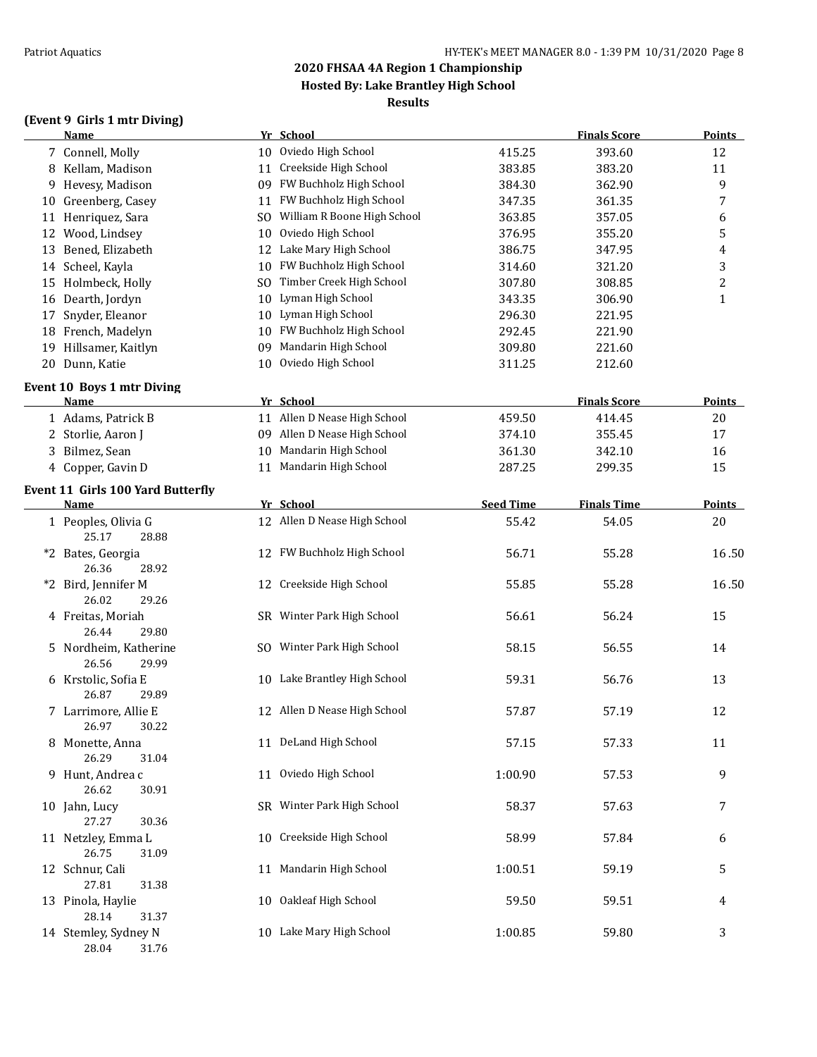## 2020 FHSAA 4A Region 1 Championship
## Hosted By: Lake Brantley High School
## Results

### (Event 9 Girls 1 mtr Diving)

| | Name | Yr | School | | Finals Score | Points |
|---|---|---|---|---|---|---|
| 7 | Connell, Molly | 10 | Oviedo High School | 415.25 | 393.60 | 12 |
| 8 | Kellam, Madison | 11 | Creekside High School | 383.85 | 383.20 | 11 |
| 9 | Hevesy, Madison | 09 | FW Buchholz High School | 384.30 | 362.90 | 9 |
| 10 | Greenberg, Casey | 11 | FW Buchholz High School | 347.35 | 361.35 | 7 |
| 11 | Henriquez, Sara | SO | William R Boone High School | 363.85 | 357.05 | 6 |
| 12 | Wood, Lindsey | 10 | Oviedo High School | 376.95 | 355.20 | 5 |
| 13 | Bened, Elizabeth | 12 | Lake Mary High School | 386.75 | 347.95 | 4 |
| 14 | Scheel, Kayla | 10 | FW Buchholz High School | 314.60 | 321.20 | 3 |
| 15 | Holmbeck, Holly | SO | Timber Creek High School | 307.80 | 308.85 | 2 |
| 16 | Dearth, Jordyn | 10 | Lyman High School | 343.35 | 306.90 | 1 |
| 17 | Snyder, Eleanor | 10 | Lyman High School | 296.30 | 221.95 | |
| 18 | French, Madelyn | 10 | FW Buchholz High School | 292.45 | 221.90 | |
| 19 | Hillsamer, Kaitlyn | 09 | Mandarin High School | 309.80 | 221.60 | |
| 20 | Dunn, Katie | 10 | Oviedo High School | 311.25 | 212.60 | |

### Event 10 Boys 1 mtr Diving

| | Name | Yr | School | | Finals Score | Points |
|---|---|---|---|---|---|---|
| 1 | Adams, Patrick B | 11 | Allen D Nease High School | 459.50 | 414.45 | 20 |
| 2 | Storlie, Aaron J | 09 | Allen D Nease High School | 374.10 | 355.45 | 17 |
| 3 | Bilmez, Sean | 10 | Mandarin High School | 361.30 | 342.10 | 16 |
| 4 | Copper, Gavin D | 11 | Mandarin High School | 287.25 | 299.35 | 15 |

### Event 11 Girls 100 Yard Butterfly

| | Name | Yr | School | Seed Time | Finals Time | Points |
|---|---|---|---|---|---|---|
| 1 | Peoples, Olivia G | 12 | Allen D Nease High School | 55.42 | 54.05 | 20 |
| | 25.17 28.88 | | | | | |
| *2 | Bates, Georgia | 12 | FW Buchholz High School | 56.71 | 55.28 | 16.50 |
| | 26.36 28.92 | | | | | |
| *2 | Bird, Jennifer M | 12 | Creekside High School | 55.85 | 55.28 | 16.50 |
| | 26.02 29.26 | | | | | |
| 4 | Freitas, Moriah | SR | Winter Park High School | 56.61 | 56.24 | 15 |
| | 26.44 29.80 | | | | | |
| 5 | Nordheim, Katherine | SO | Winter Park High School | 58.15 | 56.55 | 14 |
| | 26.56 29.99 | | | | | |
| 6 | Krstolic, Sofia E | 10 | Lake Brantley High School | 59.31 | 56.76 | 13 |
| | 26.87 29.89 | | | | | |
| 7 | Larrimore, Allie E | 12 | Allen D Nease High School | 57.87 | 57.19 | 12 |
| | 26.97 30.22 | | | | | |
| 8 | Monette, Anna | 11 | DeLand High School | 57.15 | 57.33 | 11 |
| | 26.29 31.04 | | | | | |
| 9 | Hunt, Andrea c | 11 | Oviedo High School | 1:00.90 | 57.53 | 9 |
| | 26.62 30.91 | | | | | |
| 10 | Jahn, Lucy | SR | Winter Park High School | 58.37 | 57.63 | 7 |
| | 27.27 30.36 | | | | | |
| 11 | Netzley, Emma L | 10 | Creekside High School | 58.99 | 57.84 | 6 |
| | 26.75 31.09 | | | | | |
| 12 | Schnur, Cali | 11 | Mandarin High School | 1:00.51 | 59.19 | 5 |
| | 27.81 31.38 | | | | | |
| 13 | Pinola, Haylie | 10 | Oakleaf High School | 59.50 | 59.51 | 4 |
| | 28.14 31.37 | | | | | |
| 14 | Stemley, Sydney N | 10 | Lake Mary High School | 1:00.85 | 59.80 | 3 |
| | 28.04 31.76 | | | | | |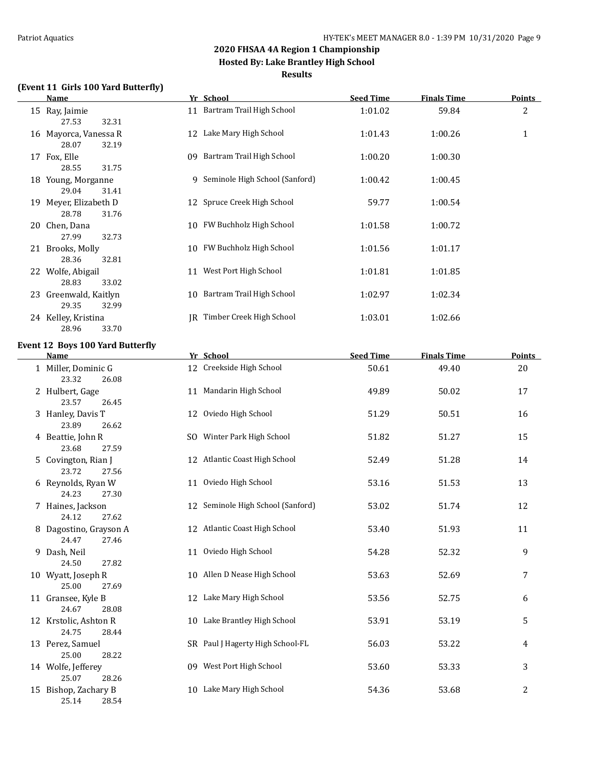## 2020 FHSAA 4A Region 1 Championship

**Hosted By: Lake Brantley High School**

**Results**

### (Event 11 Girls 100 Yard Butterfly)

| | Name | Yr | School | Seed Time | Finals Time | Points |
|---|---|---|---|---|---|---|
| 15 | Ray, Jaimie | 11 | Bartram Trail High School | 1:01.02 | 59.84 | 2 |
| | 27.53 32.31 | | | | | |
| 16 | Mayorca, Vanessa R | 12 | Lake Mary High School | 1:01.43 | 1:00.26 | 1 |
| | 28.07 32.19 | | | | | |
| 17 | Fox, Elle | 09 | Bartram Trail High School | 1:00.20 | 1:00.30 | |
| | 28.55 31.75 | | | | | |
| 18 | Young, Morganne | 9 | Seminole High School (Sanford) | 1:00.42 | 1:00.45 | |
| | 29.04 31.41 | | | | | |
| 19 | Meyer, Elizabeth D | 12 | Spruce Creek High School | 59.77 | 1:00.54 | |
| | 28.78 31.76 | | | | | |
| 20 | Chen, Dana | 10 | FW Buchholz High School | 1:01.58 | 1:00.72 | |
| | 27.99 32.73 | | | | | |
| 21 | Brooks, Molly | 10 | FW Buchholz High School | 1:01.56 | 1:01.17 | |
| | 28.36 32.81 | | | | | |
| 22 | Wolfe, Abigail | 11 | West Port High School | 1:01.81 | 1:01.85 | |
| | 28.83 33.02 | | | | | |
| 23 | Greenwald, Kaitlyn | 10 | Bartram Trail High School | 1:02.97 | 1:02.34 | |
| | 29.35 32.99 | | | | | |
| 24 | Kelley, Kristina | JR | Timber Creek High School | 1:03.01 | 1:02.66 | |
| | 28.96 33.70 | | | | | |

### Event 12 Boys 100 Yard Butterfly

| | Name | Yr | School | Seed Time | Finals Time | Points |
|---|---|---|---|---|---|---|
| 1 | Miller, Dominic G | 12 | Creekside High School | 50.61 | 49.40 | 20 |
| | 23.32 26.08 | | | | | |
| 2 | Hulbert, Gage | 11 | Mandarin High School | 49.89 | 50.02 | 17 |
| | 23.57 26.45 | | | | | |
| 3 | Hanley, Davis T | 12 | Oviedo High School | 51.29 | 50.51 | 16 |
| | 23.89 26.62 | | | | | |
| 4 | Beattie, John R | SO | Winter Park High School | 51.82 | 51.27 | 15 |
| | 23.68 27.59 | | | | | |
| 5 | Covington, Rian J | 12 | Atlantic Coast High School | 52.49 | 51.28 | 14 |
| | 23.72 27.56 | | | | | |
| 6 | Reynolds, Ryan W | 11 | Oviedo High School | 53.16 | 51.53 | 13 |
| | 24.23 27.30 | | | | | |
| 7 | Haines, Jackson | 12 | Seminole High School (Sanford) | 53.02 | 51.74 | 12 |
| | 24.12 27.62 | | | | | |
| 8 | Dagostino, Grayson A | 12 | Atlantic Coast High School | 53.40 | 51.93 | 11 |
| | 24.47 27.46 | | | | | |
| 9 | Dash, Neil | 11 | Oviedo High School | 54.28 | 52.32 | 9 |
| | 24.50 27.82 | | | | | |
| 10 | Wyatt, Joseph R | 10 | Allen D Nease High School | 53.63 | 52.69 | 7 |
| | 25.00 27.69 | | | | | |
| 11 | Gransee, Kyle B | 12 | Lake Mary High School | 53.56 | 52.75 | 6 |
| | 24.67 28.08 | | | | | |
| 12 | Krstolic, Ashton R | 10 | Lake Brantley High School | 53.91 | 53.19 | 5 |
| | 24.75 28.44 | | | | | |
| 13 | Perez, Samuel | SR | Paul J Hagerty High School-FL | 56.03 | 53.22 | 4 |
| | 25.00 28.22 | | | | | |
| 14 | Wolfe, Jefferey | 09 | West Port High School | 53.60 | 53.33 | 3 |
| | 25.07 28.26 | | | | | |
| 15 | Bishop, Zachary B | 10 | Lake Mary High School | 54.36 | 53.68 | 2 |
| | 25.14 28.54 | | | | | |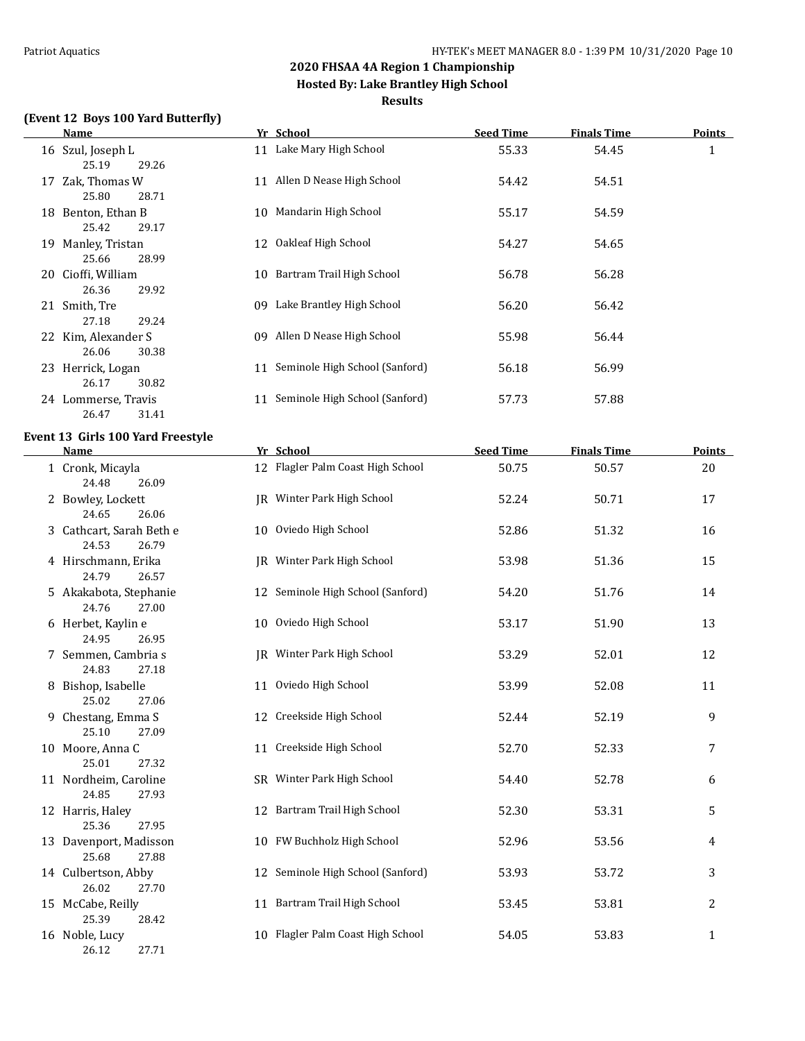## 2020 FHSAA 4A Region 1 Championship

### Hosted By: Lake Brantley High School

### Results

**(Event 12 Boys 100 Yard Butterfly)**

| | Name | Yr | School | Seed Time | Finals Time | Points |
|---|---|---|---|---|---|---|
| 16 | Szul, Joseph L | 11 | Lake Mary High School | 55.33 | 54.45 | 1 |
| | 25.19 29.26 | | | | | |
| 17 | Zak, Thomas W | 11 | Allen D Nease High School | 54.42 | 54.51 | |
| | 25.80 28.71 | | | | | |
| 18 | Benton, Ethan B | 10 | Mandarin High School | 55.17 | 54.59 | |
| | 25.42 29.17 | | | | | |
| 19 | Manley, Tristan | 12 | Oakleaf High School | 54.27 | 54.65 | |
| | 25.66 28.99 | | | | | |
| 20 | Cioffi, William | 10 | Bartram Trail High School | 56.78 | 56.28 | |
| | 26.36 29.92 | | | | | |
| 21 | Smith, Tre | 09 | Lake Brantley High School | 56.20 | 56.42 | |
| | 27.18 29.24 | | | | | |
| 22 | Kim, Alexander S | 09 | Allen D Nease High School | 55.98 | 56.44 | |
| | 26.06 30.38 | | | | | |
| 23 | Herrick, Logan | 11 | Seminole High School (Sanford) | 56.18 | 56.99 | |
| | 26.17 30.82 | | | | | |
| 24 | Lommerse, Travis | 11 | Seminole High School (Sanford) | 57.73 | 57.88 | |
| | 26.47 31.41 | | | | | |

**Event 13 Girls 100 Yard Freestyle**

| | Name | Yr | School | Seed Time | Finals Time | Points |
|---|---|---|---|---|---|---|
| 1 | Cronk, Micayla | 12 | Flagler Palm Coast High School | 50.75 | 50.57 | 20 |
| | 24.48 26.09 | | | | | |
| 2 | Bowley, Lockett | JR | Winter Park High School | 52.24 | 50.71 | 17 |
| | 24.65 26.06 | | | | | |
| 3 | Cathcart, Sarah Beth e | 10 | Oviedo High School | 52.86 | 51.32 | 16 |
| | 24.53 26.79 | | | | | |
| 4 | Hirschmann, Erika | JR | Winter Park High School | 53.98 | 51.36 | 15 |
| | 24.79 26.57 | | | | | |
| 5 | Akakabota, Stephanie | 12 | Seminole High School (Sanford) | 54.20 | 51.76 | 14 |
| | 24.76 27.00 | | | | | |
| 6 | Herbet, Kaylin e | 10 | Oviedo High School | 53.17 | 51.90 | 13 |
| | 24.95 26.95 | | | | | |
| 7 | Semmen, Cambria s | JR | Winter Park High School | 53.29 | 52.01 | 12 |
| | 24.83 27.18 | | | | | |
| 8 | Bishop, Isabelle | 11 | Oviedo High School | 53.99 | 52.08 | 11 |
| | 25.02 27.06 | | | | | |
| 9 | Chestang, Emma S | 12 | Creekside High School | 52.44 | 52.19 | 9 |
| | 25.10 27.09 | | | | | |
| 10 | Moore, Anna C | 11 | Creekside High School | 52.70 | 52.33 | 7 |
| | 25.01 27.32 | | | | | |
| 11 | Nordheim, Caroline | SR | Winter Park High School | 54.40 | 52.78 | 6 |
| | 24.85 27.93 | | | | | |
| 12 | Harris, Haley | 12 | Bartram Trail High School | 52.30 | 53.31 | 5 |
| | 25.36 27.95 | | | | | |
| 13 | Davenport, Madisson | 10 | FW Buchholz High School | 52.96 | 53.56 | 4 |
| | 25.68 27.88 | | | | | |
| 14 | Culbertson, Abby | 12 | Seminole High School (Sanford) | 53.93 | 53.72 | 3 |
| | 26.02 27.70 | | | | | |
| 15 | McCabe, Reilly | 11 | Bartram Trail High School | 53.45 | 53.81 | 2 |
| | 25.39 28.42 | | | | | |
| 16 | Noble, Lucy | 10 | Flagler Palm Coast High School | 54.05 | 53.83 | 1 |
| | 26.12 27.71 | | | | | |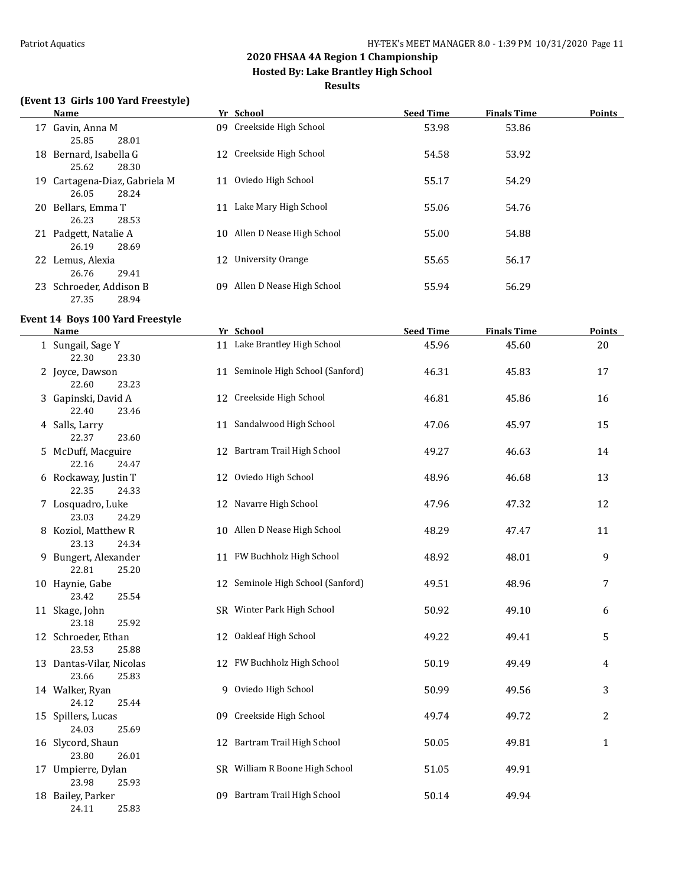## 2020 FHSAA 4A Region 1 Championship

### Hosted By: Lake Brantley High School

### Results

#### (Event 13 Girls 100 Yard Freestyle)

| | Name | Yr | School | Seed Time | Finals Time | Points |
|---|---|---|---|---|---|---|
| 17 | Gavin, Anna M | 09 | Creekside High School | 53.98 | 53.86 | |
| | 25.85 28.01 | | | | | |
| 18 | Bernard, Isabella G | 12 | Creekside High School | 54.58 | 53.92 | |
| | 25.62 28.30 | | | | | |
| 19 | Cartagena-Diaz, Gabriela M | 11 | Oviedo High School | 55.17 | 54.29 | |
| | 26.05 28.24 | | | | | |
| 20 | Bellars, Emma T | 11 | Lake Mary High School | 55.06 | 54.76 | |
| | 26.23 28.53 | | | | | |
| 21 | Padgett, Natalie A | 10 | Allen D Nease High School | 55.00 | 54.88 | |
| | 26.19 28.69 | | | | | |
| 22 | Lemus, Alexia | 12 | University Orange | 55.65 | 56.17 | |
| | 26.76 29.41 | | | | | |
| 23 | Schroeder, Addison B | 09 | Allen D Nease High School | 55.94 | 56.29 | |
| | 27.35 28.94 | | | | | |

#### Event 14 Boys 100 Yard Freestyle

| | Name | Yr | School | Seed Time | Finals Time | Points |
|---|---|---|---|---|---|---|
| 1 | Sungail, Sage Y | 11 | Lake Brantley High School | 45.96 | 45.60 | 20 |
| | 22.30 23.30 | | | | | |
| 2 | Joyce, Dawson | 11 | Seminole High School (Sanford) | 46.31 | 45.83 | 17 |
| | 22.60 23.23 | | | | | |
| 3 | Gapinski, David A | 12 | Creekside High School | 46.81 | 45.86 | 16 |
| | 22.40 23.46 | | | | | |
| 4 | Salls, Larry | 11 | Sandalwood High School | 47.06 | 45.97 | 15 |
| | 22.37 23.60 | | | | | |
| 5 | McDuff, Macguire | 12 | Bartram Trail High School | 49.27 | 46.63 | 14 |
| | 22.16 24.47 | | | | | |
| 6 | Rockaway, Justin T | 12 | Oviedo High School | 48.96 | 46.68 | 13 |
| | 22.35 24.33 | | | | | |
| 7 | Losquadro, Luke | 12 | Navarre High School | 47.96 | 47.32 | 12 |
| | 23.03 24.29 | | | | | |
| 8 | Koziol, Matthew R | 10 | Allen D Nease High School | 48.29 | 47.47 | 11 |
| | 23.13 24.34 | | | | | |
| 9 | Bungert, Alexander | 11 | FW Buchholz High School | 48.92 | 48.01 | 9 |
| | 22.81 25.20 | | | | | |
| 10 | Haynie, Gabe | 12 | Seminole High School (Sanford) | 49.51 | 48.96 | 7 |
| | 23.42 25.54 | | | | | |
| 11 | Skage, John | SR | Winter Park High School | 50.92 | 49.10 | 6 |
| | 23.18 25.92 | | | | | |
| 12 | Schroeder, Ethan | 12 | Oakleaf High School | 49.22 | 49.41 | 5 |
| | 23.53 25.88 | | | | | |
| 13 | Dantas-Vilar, Nicolas | 12 | FW Buchholz High School | 50.19 | 49.49 | 4 |
| | 23.66 25.83 | | | | | |
| 14 | Walker, Ryan | 9 | Oviedo High School | 50.99 | 49.56 | 3 |
| | 24.12 25.44 | | | | | |
| 15 | Spillers, Lucas | 09 | Creekside High School | 49.74 | 49.72 | 2 |
| | 24.03 25.69 | | | | | |
| 16 | Slycord, Shaun | 12 | Bartram Trail High School | 50.05 | 49.81 | 1 |
| | 23.80 26.01 | | | | | |
| 17 | Umpierre, Dylan | SR | William R Boone High School | 51.05 | 49.91 | |
| | 23.98 25.93 | | | | | |
| 18 | Bailey, Parker | 09 | Bartram Trail High School | 50.14 | 49.94 | |
| | 24.11 25.83 | | | | | |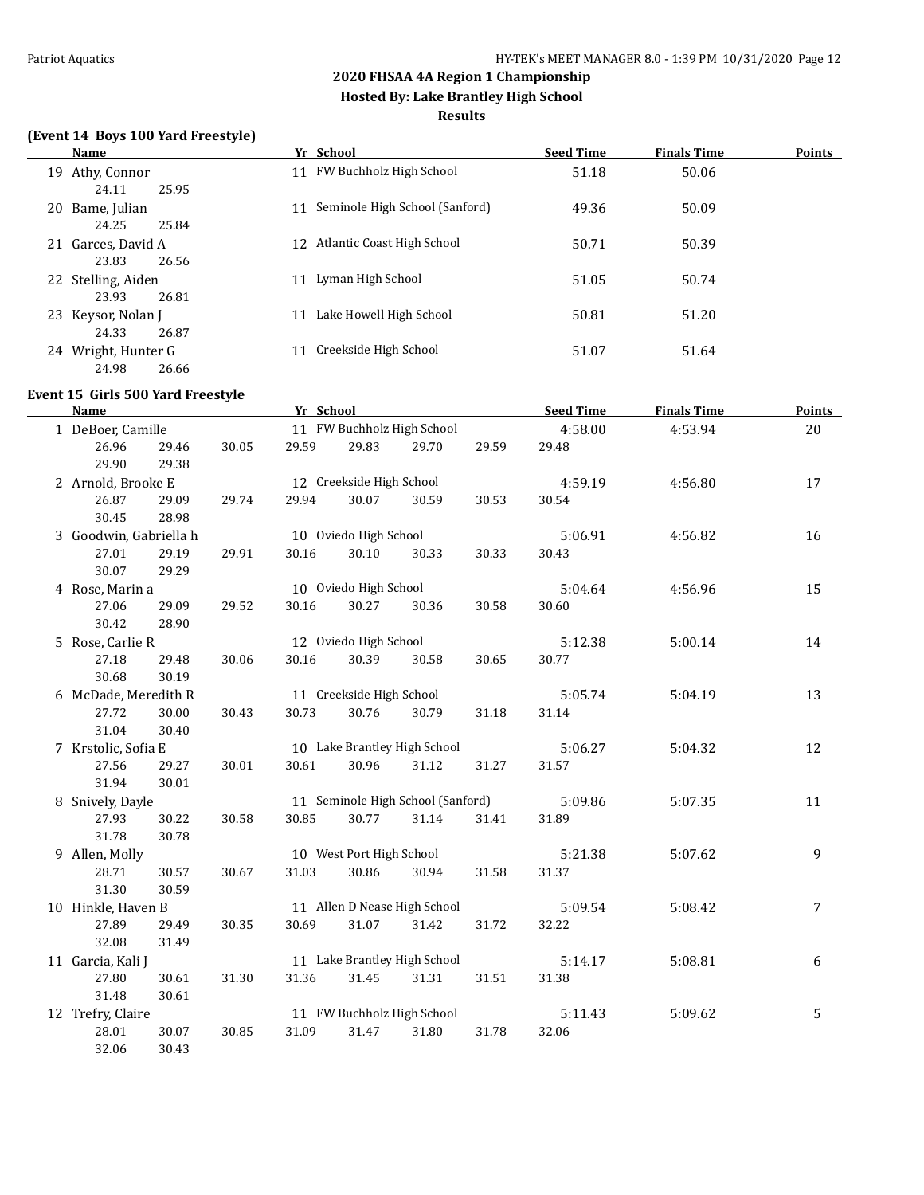## 2020 FHSAA 4A Region 1 Championship
### Hosted By: Lake Brantley High School
### Results

**(Event 14 Boys 100 Yard Freestyle)**

| | Name | Yr | School | Seed Time | Finals Time | Points |
|---|---|---|---|---|---|---|
| 19 | Athy, Connor | 11 | FW Buchholz High School | 51.18 | 50.06 | |
| | 24.11 25.95 | | | | | |
| 20 | Bame, Julian | 11 | Seminole High School (Sanford) | 49.36 | 50.09 | |
| | 24.25 25.84 | | | | | |
| 21 | Garces, David A | 12 | Atlantic Coast High School | 50.71 | 50.39 | |
| | 23.83 26.56 | | | | | |
| 22 | Stelling, Aiden | 11 | Lyman High School | 51.05 | 50.74 | |
| | 23.93 26.81 | | | | | |
| 23 | Keysor, Nolan J | 11 | Lake Howell High School | 50.81 | 51.20 | |
| | 24.33 26.87 | | | | | |
| 24 | Wright, Hunter G | 11 | Creekside High School | 51.07 | 51.64 | |
| | 24.98 26.66 | | | | | |

**Event 15 Girls 500 Yard Freestyle**

| | Name | Yr | School | Seed Time | Finals Time | Points |
|---|---|---|---|---|---|---|
| 1 | DeBoer, Camille | 11 | FW Buchholz High School | 4:58.00 | 4:53.94 | 20 |
| | 26.96 29.46 30.05 29.59 29.83 29.70 29.59 29.48 29.90 29.38 | | | | | |
| 2 | Arnold, Brooke E | 12 | Creekside High School | 4:59.19 | 4:56.80 | 17 |
| | 26.87 29.09 29.74 29.94 30.07 30.59 30.53 30.54 30.45 28.98 | | | | | |
| 3 | Goodwin, Gabriella h | 10 | Oviedo High School | 5:06.91 | 4:56.82 | 16 |
| | 27.01 29.19 29.91 30.16 30.10 30.33 30.33 30.43 30.07 29.29 | | | | | |
| 4 | Rose, Marin a | 10 | Oviedo High School | 5:04.64 | 4:56.96 | 15 |
| | 27.06 29.09 29.52 30.16 30.27 30.36 30.58 30.60 30.42 28.90 | | | | | |
| 5 | Rose, Carlie R | 12 | Oviedo High School | 5:12.38 | 5:00.14 | 14 |
| | 27.18 29.48 30.06 30.16 30.39 30.58 30.65 30.77 30.68 30.19 | | | | | |
| 6 | McDade, Meredith R | 11 | Creekside High School | 5:05.74 | 5:04.19 | 13 |
| | 27.72 30.00 30.43 30.73 30.76 30.79 31.18 31.14 31.04 30.40 | | | | | |
| 7 | Krstolic, Sofia E | 10 | Lake Brantley High School | 5:06.27 | 5:04.32 | 12 |
| | 27.56 29.27 30.01 30.61 30.96 31.12 31.27 31.57 31.94 30.01 | | | | | |
| 8 | Snively, Dayle | 11 | Seminole High School (Sanford) | 5:09.86 | 5:07.35 | 11 |
| | 27.93 30.22 30.58 30.85 30.77 31.14 31.41 31.89 31.78 30.78 | | | | | |
| 9 | Allen, Molly | 10 | West Port High School | 5:21.38 | 5:07.62 | 9 |
| | 28.71 30.57 30.67 31.03 30.86 30.94 31.58 31.37 31.30 30.59 | | | | | |
| 10 | Hinkle, Haven B | 11 | Allen D Nease High School | 5:09.54 | 5:08.42 | 7 |
| | 27.89 29.49 30.35 30.69 31.07 31.42 31.72 32.22 32.08 31.49 | | | | | |
| 11 | Garcia, Kali J | 11 | Lake Brantley High School | 5:14.17 | 5:08.81 | 6 |
| | 27.80 30.61 31.30 31.36 31.45 31.31 31.51 31.38 31.48 30.61 | | | | | |
| 12 | Trefry, Claire | 11 | FW Buchholz High School | 5:11.43 | 5:09.62 | 5 |
| | 28.01 30.07 30.85 31.09 31.47 31.80 31.78 32.06 32.06 30.43 | | | | | |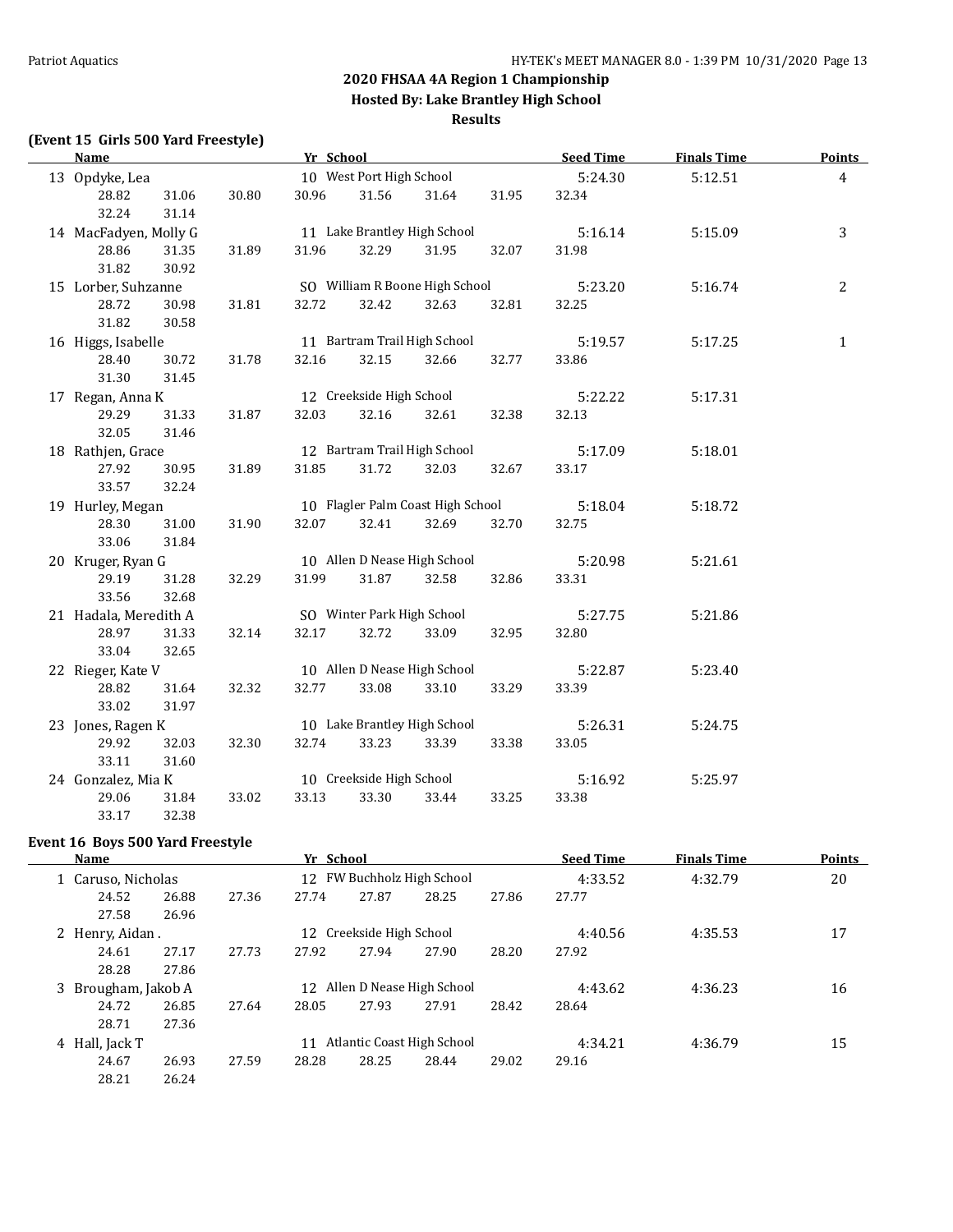## 2020 FHSAA 4A Region 1 Championship

### Hosted By: Lake Brantley High School

### Results

**(Event 15 Girls 500 Yard Freestyle)**

| | Name | Yr | School | Seed Time | Finals Time | Points |
|---|---|---|---|---|---|---|
| 13 | Opdyke, Lea | 10 | West Port High School | 5:24.30 | 5:12.51 | 4 |
| | 28.82 31.06 30.80 30.96 31.56 31.64 31.95 32.34 32.24 31.14 | | | | | |
| 14 | MacFadyen, Molly G | 11 | Lake Brantley High School | 5:16.14 | 5:15.09 | 3 |
| | 28.86 31.35 31.89 31.96 32.29 31.95 32.07 31.98 31.82 30.92 | | | | | |
| 15 | Lorber, Suhzanne | SO | William R Boone High School | 5:23.20 | 5:16.74 | 2 |
| | 28.72 30.98 31.81 32.72 32.42 32.63 32.81 32.25 31.82 30.58 | | | | | |
| 16 | Higgs, Isabelle | 11 | Bartram Trail High School | 5:19.57 | 5:17.25 | 1 |
| | 28.40 30.72 31.78 32.16 32.15 32.66 32.77 33.86 31.30 31.45 | | | | | |
| 17 | Regan, Anna K | 12 | Creekside High School | 5:22.22 | 5:17.31 | |
| | 29.29 31.33 31.87 32.03 32.16 32.61 32.38 32.13 32.05 31.46 | | | | | |
| 18 | Rathjen, Grace | 12 | Bartram Trail High School | 5:17.09 | 5:18.01 | |
| | 27.92 30.95 31.89 31.85 31.72 32.03 32.67 33.17 33.57 32.24 | | | | | |
| 19 | Hurley, Megan | 10 | Flagler Palm Coast High School | 5:18.04 | 5:18.72 | |
| | 28.30 31.00 31.90 32.07 32.41 32.69 32.70 32.75 33.06 31.84 | | | | | |
| 20 | Kruger, Ryan G | 10 | Allen D Nease High School | 5:20.98 | 5:21.61 | |
| | 29.19 31.28 32.29 31.99 31.87 32.58 32.86 33.31 33.56 32.68 | | | | | |
| 21 | Hadala, Meredith A | SO | Winter Park High School | 5:27.75 | 5:21.86 | |
| | 28.97 31.33 32.14 32.17 32.72 33.09 32.95 32.80 33.04 32.65 | | | | | |
| 22 | Rieger, Kate V | 10 | Allen D Nease High School | 5:22.87 | 5:23.40 | |
| | 28.82 31.64 32.32 32.77 33.08 33.10 33.29 33.39 33.02 31.97 | | | | | |
| 23 | Jones, Ragen K | 10 | Lake Brantley High School | 5:26.31 | 5:24.75 | |
| | 29.92 32.03 32.30 32.74 33.23 33.39 33.38 33.05 33.11 31.60 | | | | | |
| 24 | Gonzalez, Mia K | 10 | Creekside High School | 5:16.92 | 5:25.97 | |
| | 29.06 31.84 33.02 33.13 33.30 33.44 33.25 33.38 33.17 32.38 | | | | | |

**Event 16 Boys 500 Yard Freestyle**

| | Name | Yr | School | Seed Time | Finals Time | Points |
|---|---|---|---|---|---|---|
| 1 | Caruso, Nicholas | 12 | FW Buchholz High School | 4:33.52 | 4:32.79 | 20 |
| | 24.52 26.88 27.36 27.74 27.87 28.25 27.86 27.77 27.58 26.96 | | | | | |
| 2 | Henry, Aidan . | 12 | Creekside High School | 4:40.56 | 4:35.53 | 17 |
| | 24.61 27.17 27.73 27.92 27.94 27.90 28.20 27.92 28.28 27.86 | | | | | |
| 3 | Brougham, Jakob A | 12 | Allen D Nease High School | 4:43.62 | 4:36.23 | 16 |
| | 24.72 26.85 27.64 28.05 27.93 27.91 28.42 28.64 28.71 27.36 | | | | | |
| 4 | Hall, Jack T | 11 | Atlantic Coast High School | 4:34.21 | 4:36.79 | 15 |
| | 24.67 26.93 27.59 28.28 28.25 28.44 29.02 29.16 28.21 26.24 | | | | | |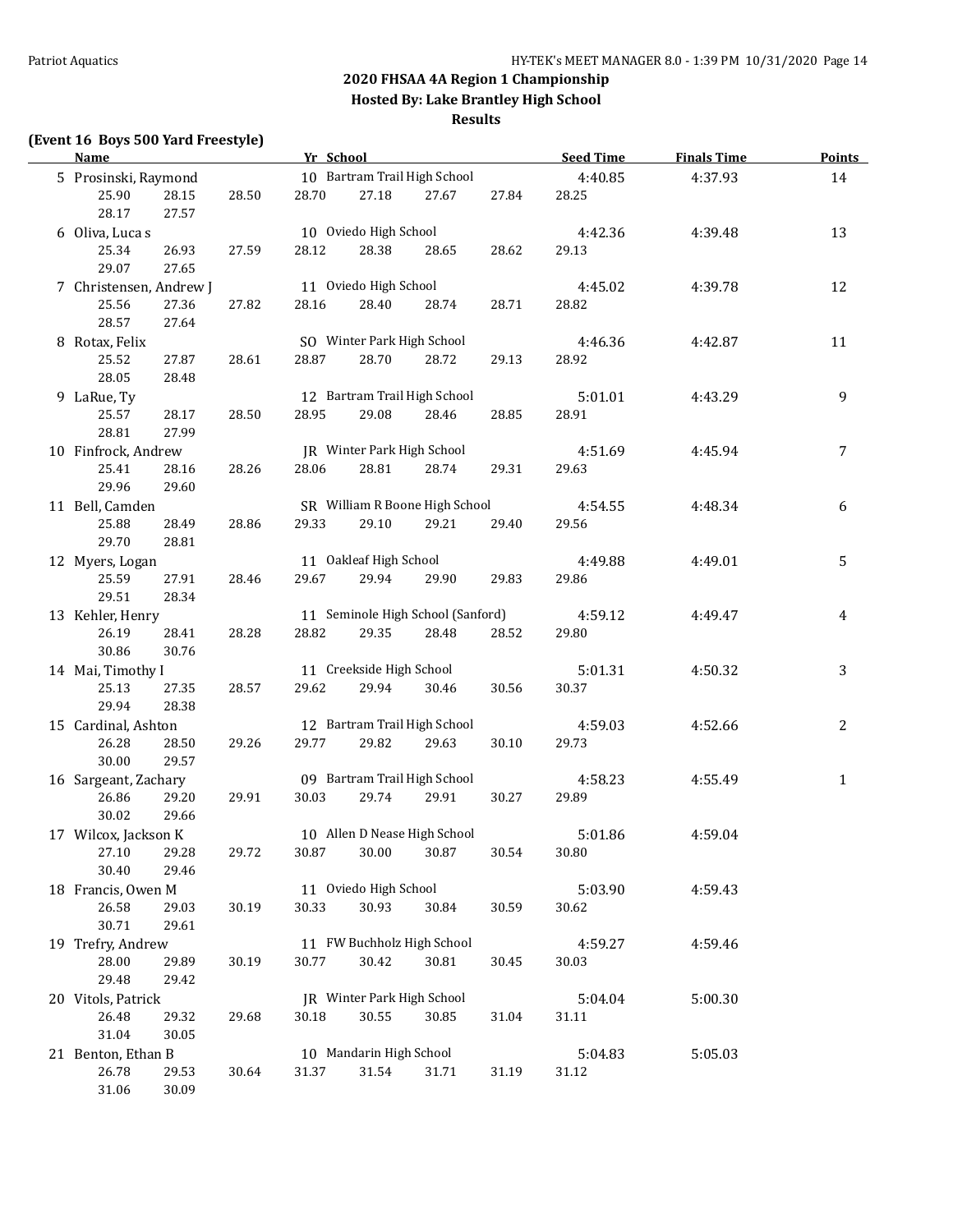## 2020 FHSAA 4A Region 1 Championship

### Hosted By: Lake Brantley High School

### Results

**(Event 16 Boys 500 Yard Freestyle)**

| | Name | Yr | School | Seed Time | Finals Time | Points |
|---|---|---|---|---|---|---|
| 5 | Prosinski, Raymond | 10 | Bartram Trail High School | 4:40.85 | 4:37.93 | 14 |
| | 25.90 28.15 28.50 28.70 27.18 27.67 27.84 28.25 28.17 27.57 | | | | | |
| 6 | Oliva, Luca s | 10 | Oviedo High School | 4:42.36 | 4:39.48 | 13 |
| | 25.34 26.93 27.59 28.12 28.38 28.65 28.62 29.13 29.07 27.65 | | | | | |
| 7 | Christensen, Andrew J | 11 | Oviedo High School | 4:45.02 | 4:39.78 | 12 |
| | 25.56 27.36 27.82 28.16 28.40 28.74 28.71 28.82 28.57 27.64 | | | | | |
| 8 | Rotax, Felix | SO | Winter Park High School | 4:46.36 | 4:42.87 | 11 |
| | 25.52 27.87 28.61 28.87 28.70 28.72 29.13 28.92 28.05 28.48 | | | | | |
| 9 | LaRue, Ty | 12 | Bartram Trail High School | 5:01.01 | 4:43.29 | 9 |
| | 25.57 28.17 28.50 28.95 29.08 28.46 28.85 28.91 28.81 27.99 | | | | | |
| 10 | Finfrock, Andrew | JR | Winter Park High School | 4:51.69 | 4:45.94 | 7 |
| | 25.41 28.16 28.26 28.06 28.81 28.74 29.31 29.63 29.96 29.60 | | | | | |
| 11 | Bell, Camden | SR | William R Boone High School | 4:54.55 | 4:48.34 | 6 |
| | 25.88 28.49 28.86 29.33 29.10 29.21 29.40 29.56 29.70 28.81 | | | | | |
| 12 | Myers, Logan | 11 | Oakleaf High School | 4:49.88 | 4:49.01 | 5 |
| | 25.59 27.91 28.46 29.67 29.94 29.90 29.83 29.86 29.51 28.34 | | | | | |
| 13 | Kehler, Henry | 11 | Seminole High School (Sanford) | 4:59.12 | 4:49.47 | 4 |
| | 26.19 28.41 28.28 28.82 29.35 28.48 28.52 29.80 30.86 30.76 | | | | | |
| 14 | Mai, Timothy I | 11 | Creekside High School | 5:01.31 | 4:50.32 | 3 |
| | 25.13 27.35 28.57 29.62 29.94 30.46 30.56 30.37 29.94 28.38 | | | | | |
| 15 | Cardinal, Ashton | 12 | Bartram Trail High School | 4:59.03 | 4:52.66 | 2 |
| | 26.28 28.50 29.26 29.77 29.82 29.63 30.10 29.73 30.00 29.57 | | | | | |
| 16 | Sargeant, Zachary | 09 | Bartram Trail High School | 4:58.23 | 4:55.49 | 1 |
| | 26.86 29.20 29.91 30.03 29.74 29.91 30.27 29.89 30.02 29.66 | | | | | |
| 17 | Wilcox, Jackson K | 10 | Allen D Nease High School | 5:01.86 | 4:59.04 | |
| | 27.10 29.28 29.72 30.87 30.00 30.87 30.54 30.80 30.40 29.46 | | | | | |
| 18 | Francis, Owen M | 11 | Oviedo High School | 5:03.90 | 4:59.43 | |
| | 26.58 29.03 30.19 30.33 30.93 30.84 30.59 30.62 30.71 29.61 | | | | | |
| 19 | Trefry, Andrew | 11 | FW Buchholz High School | 4:59.27 | 4:59.46 | |
| | 28.00 29.89 30.19 30.77 30.42 30.81 30.45 30.03 29.48 29.42 | | | | | |
| 20 | Vitols, Patrick | JR | Winter Park High School | 5:04.04 | 5:00.30 | |
| | 26.48 29.32 29.68 30.18 30.55 30.85 31.04 31.11 31.04 30.05 | | | | | |
| 21 | Benton, Ethan B | 10 | Mandarin High School | 5:04.83 | 5:05.03 | |
| | 26.78 29.53 30.64 31.37 31.54 31.71 31.19 31.12 31.06 30.09 | | | | | |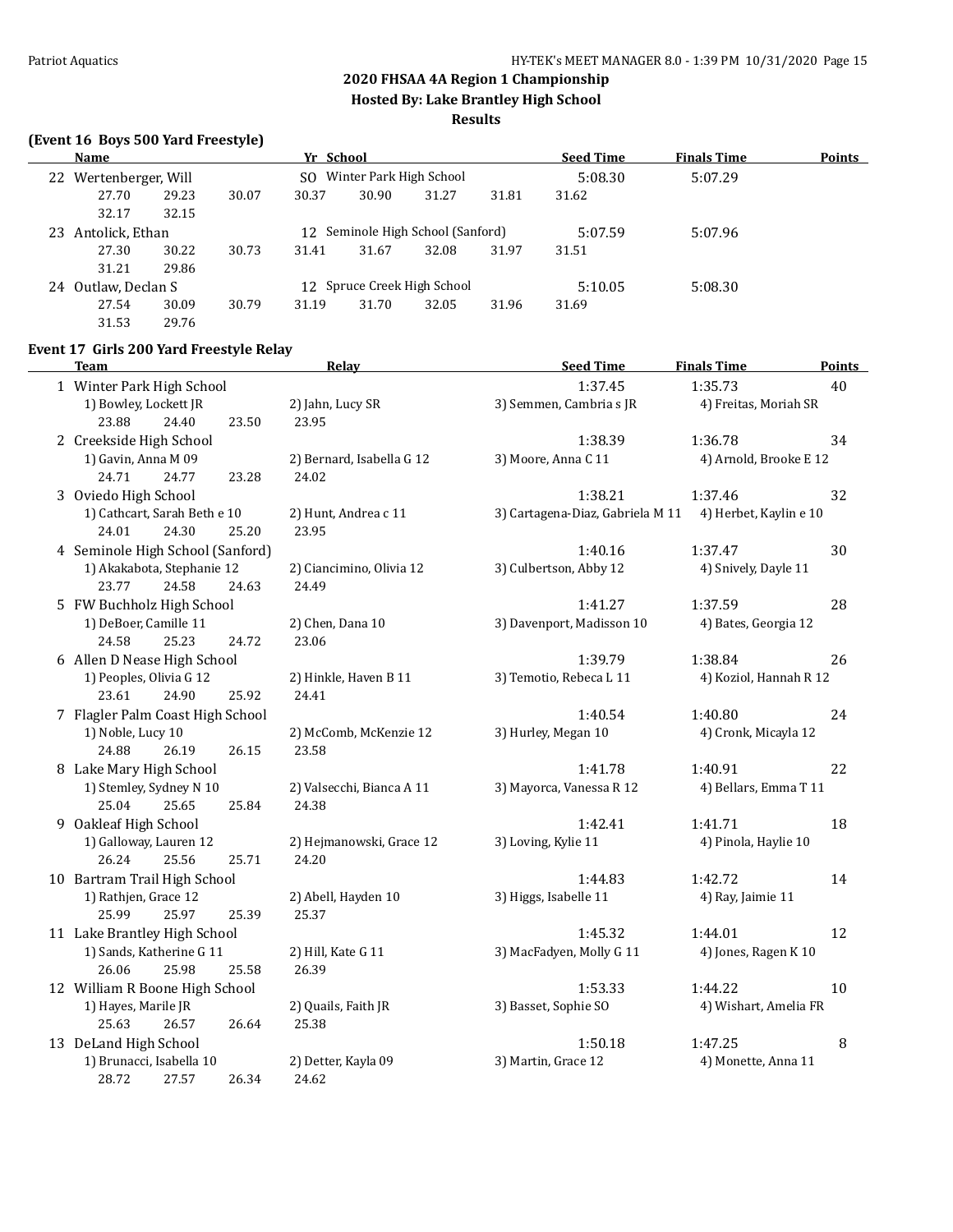## 2020 FHSAA 4A Region 1 Championship

### Hosted By: Lake Brantley High School

### Results

**(Event 16 Boys 500 Yard Freestyle)**

| | Name | Yr | School | Seed Time | Finals Time | Points |
|---|---|---|---|---|---|---|
| 22 | Wertenberger, Will | SO | Winter Park High School | 5:08.30 | 5:07.29 | |
| | 27.70 29.23 30.07 30.37 30.90 31.27 31.81 31.62 32.17 32.15 | | | | | |
| 23 | Antolick, Ethan | 12 | Seminole High School (Sanford) | 5:07.59 | 5:07.96 | |
| | 27.30 30.22 30.73 31.41 31.67 32.08 31.97 31.51 31.21 29.86 | | | | | |
| 24 | Outlaw, Declan S | 12 | Spruce Creek High School | 5:10.05 | 5:08.30 | |
| | 27.54 30.09 30.79 31.19 31.70 32.05 31.96 31.69 31.53 29.76 | | | | | |

**Event 17 Girls 200 Yard Freestyle Relay**

| | Team | Relay | Seed Time | Finals Time | Points |
|---|---|---|---|---|---|
| 1 | Winter Park High School | | 1:37.45 | 1:35.73 | 40 |
| | 1) Bowley, Lockett JR; 2) Jahn, Lucy SR; 3) Semmen, Cambria s JR; 4) Freitas, Moriah SR | | | | |
| | 23.88 24.40 23.50 23.95 | | | | |
| 2 | Creekside High School | | 1:38.39 | 1:36.78 | 34 |
| | 1) Gavin, Anna M 09; 2) Bernard, Isabella G 12; 3) Moore, Anna C 11; 4) Arnold, Brooke E 12 | | | | |
| | 24.71 24.77 23.28 24.02 | | | | |
| 3 | Oviedo High School | | 1:38.21 | 1:37.46 | 32 |
| | 1) Cathcart, Sarah Beth e 10; 2) Hunt, Andrea c 11; 3) Cartagena-Diaz, Gabriela M 11; 4) Herbet, Kaylin e 10 | | | | |
| | 24.01 24.30 25.20 23.95 | | | | |
| 4 | Seminole High School (Sanford) | | 1:40.16 | 1:37.47 | 30 |
| | 1) Akakabota, Stephanie 12; 2) Ciancimino, Olivia 12; 3) Culbertson, Abby 12; 4) Snively, Dayle 11 | | | | |
| | 23.77 24.58 24.63 24.49 | | | | |
| 5 | FW Buchholz High School | | 1:41.27 | 1:37.59 | 28 |
| | 1) DeBoer, Camille 11; 2) Chen, Dana 10; 3) Davenport, Madisson 10; 4) Bates, Georgia 12 | | | | |
| | 24.58 25.23 24.72 23.06 | | | | |
| 6 | Allen D Nease High School | | 1:39.79 | 1:38.84 | 26 |
| | 1) Peoples, Olivia G 12; 2) Hinkle, Haven B 11; 3) Temotio, Rebeca L 11; 4) Koziol, Hannah R 12 | | | | |
| | 23.61 24.90 25.92 24.41 | | | | |
| 7 | Flagler Palm Coast High School | | 1:40.54 | 1:40.80 | 24 |
| | 1) Noble, Lucy 10; 2) McComb, McKenzie 12; 3) Hurley, Megan 10; 4) Cronk, Micayla 12 | | | | |
| | 24.88 26.19 26.15 23.58 | | | | |
| 8 | Lake Mary High School | | 1:41.78 | 1:40.91 | 22 |
| | 1) Stemley, Sydney N 10; 2) Valsecchi, Bianca A 11; 3) Mayorca, Vanessa R 12; 4) Bellars, Emma T 11 | | | | |
| | 25.04 25.65 25.84 24.38 | | | | |
| 9 | Oakleaf High School | | 1:42.41 | 1:41.71 | 18 |
| | 1) Galloway, Lauren 12; 2) Hejmanowski, Grace 12; 3) Loving, Kylie 11; 4) Pinola, Haylie 10 | | | | |
| | 26.24 25.56 25.71 24.20 | | | | |
| 10 | Bartram Trail High School | | 1:44.83 | 1:42.72 | 14 |
| | 1) Rathjen, Grace 12; 2) Abell, Hayden 10; 3) Higgs, Isabelle 11; 4) Ray, Jaimie 11 | | | | |
| | 25.99 25.97 25.39 25.37 | | | | |
| 11 | Lake Brantley High School | | 1:45.32 | 1:44.01 | 12 |
| | 1) Sands, Katherine G 11; 2) Hill, Kate G 11; 3) MacFadyen, Molly G 11; 4) Jones, Ragen K 10 | | | | |
| | 26.06 25.98 25.58 26.39 | | | | |
| 12 | William R Boone High School | | 1:53.33 | 1:44.22 | 10 |
| | 1) Hayes, Marile JR; 2) Quails, Faith JR; 3) Basset, Sophie SO; 4) Wishart, Amelia FR | | | | |
| | 25.63 26.57 26.64 25.38 | | | | |
| 13 | DeLand High School | | 1:50.18 | 1:47.25 | 8 |
| | 1) Brunacci, Isabella 10; 2) Detter, Kayla 09; 3) Martin, Grace 12; 4) Monette, Anna 11 | | | | |
| | 28.72 27.57 26.34 24.62 | | | | |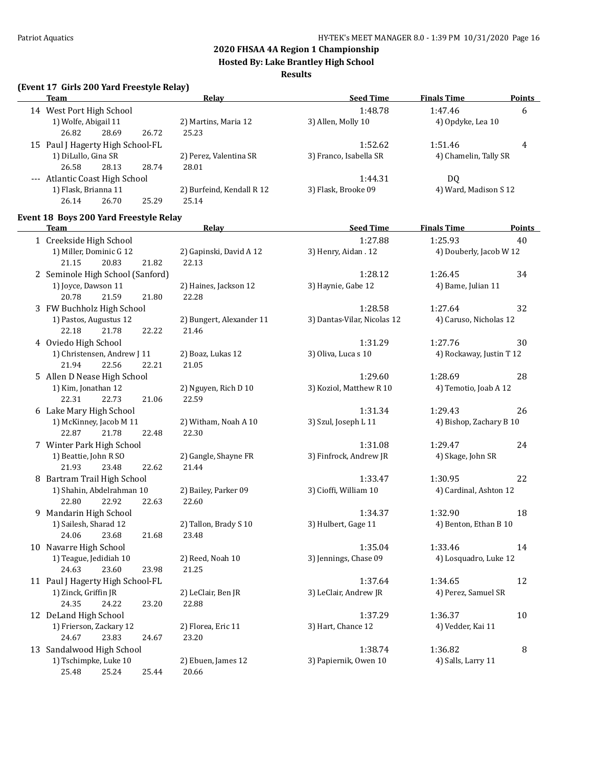## 2020 FHSAA 4A Region 1 Championship

**Hosted By: Lake Brantley High School**

**Results**

### (Event 17 Girls 200 Yard Freestyle Relay)

| | Team | Relay | Seed Time | Finals Time | Points |
|---|---|---|---|---|---|
| 14 | West Port High School | | 1:48.78 | 1:47.46 | 6 |
| | 1) Wolfe, Abigail 11 | 2) Martins, Maria 12 | 3) Allen, Molly 10 | 4) Opdyke, Lea 10 | |
| | 26.82  28.69  26.72 | 25.23 | | | |
| 15 | Paul J Hagerty High School-FL | | 1:52.62 | 1:51.46 | 4 |
| | 1) DiLullo, Gina SR | 2) Perez, Valentina SR | 3) Franco, Isabella SR | 4) Chamelin, Tally SR | |
| | 26.58  28.13  28.74 | 28.01 | | | |
| --- | Atlantic Coast High School | | 1:44.31 | DQ | |
| | 1) Flask, Brianna 11 | 2) Burfeind, Kendall R 12 | 3) Flask, Brooke 09 | 4) Ward, Madison S 12 | |
| | 26.14  26.70  25.29 | 25.14 | | | |

### Event 18 Boys 200 Yard Freestyle Relay

| | Team | Relay | Seed Time | Finals Time | Points |
|---|---|---|---|---|---|
| 1 | Creekside High School | | 1:27.88 | 1:25.93 | 40 |
| | 1) Miller, Dominic G 12 | 2) Gapinski, David A 12 | 3) Henry, Aidan . 12 | 4) Douberly, Jacob W 12 | |
| | 21.15  20.83  21.82 | 22.13 | | | |
| 2 | Seminole High School (Sanford) | | 1:28.12 | 1:26.45 | 34 |
| | 1) Joyce, Dawson 11 | 2) Haines, Jackson 12 | 3) Haynie, Gabe 12 | 4) Bame, Julian 11 | |
| | 20.78  21.59  21.80 | 22.28 | | | |
| 3 | FW Buchholz High School | | 1:28.58 | 1:27.64 | 32 |
| | 1) Pastos, Augustus 12 | 2) Bungert, Alexander 11 | 3) Dantas-Vilar, Nicolas 12 | 4) Caruso, Nicholas 12 | |
| | 22.18  21.78  22.22 | 21.46 | | | |
| 4 | Oviedo High School | | 1:31.29 | 1:27.76 | 30 |
| | 1) Christensen, Andrew J 11 | 2) Boaz, Lukas 12 | 3) Oliva, Luca s 10 | 4) Rockaway, Justin T 12 | |
| | 21.94  22.56  22.21 | 21.05 | | | |
| 5 | Allen D Nease High School | | 1:29.60 | 1:28.69 | 28 |
| | 1) Kim, Jonathan 12 | 2) Nguyen, Rich D 10 | 3) Koziol, Matthew R 10 | 4) Temotio, Joab A 12 | |
| | 22.31  22.73  21.06 | 22.59 | | | |
| 6 | Lake Mary High School | | 1:31.34 | 1:29.43 | 26 |
| | 1) McKinney, Jacob M 11 | 2) Witham, Noah A 10 | 3) Szul, Joseph L 11 | 4) Bishop, Zachary B 10 | |
| | 22.87  21.78  22.48 | 22.30 | | | |
| 7 | Winter Park High School | | 1:31.08 | 1:29.47 | 24 |
| | 1) Beattie, John R SO | 2) Gangle, Shayne FR | 3) Finfrock, Andrew JR | 4) Skage, John SR | |
| | 21.93  23.48  22.62 | 21.44 | | | |
| 8 | Bartram Trail High School | | 1:33.47 | 1:30.95 | 22 |
| | 1) Shahin, Abdelrahman 10 | 2) Bailey, Parker 09 | 3) Cioffi, William 10 | 4) Cardinal, Ashton 12 | |
| | 22.80  22.92  22.63 | 22.60 | | | |
| 9 | Mandarin High School | | 1:34.37 | 1:32.90 | 18 |
| | 1) Sailesh, Sharad 12 | 2) Tallon, Brady S 10 | 3) Hulbert, Gage 11 | 4) Benton, Ethan B 10 | |
| | 24.06  23.68  21.68 | 23.48 | | | |
| 10 | Navarre High School | | 1:35.04 | 1:33.46 | 14 |
| | 1) Teague, Jedidiah 10 | 2) Reed, Noah 10 | 3) Jennings, Chase 09 | 4) Losquadro, Luke 12 | |
| | 24.63  23.60  23.98 | 21.25 | | | |
| 11 | Paul J Hagerty High School-FL | | 1:37.64 | 1:34.65 | 12 |
| | 1) Zinck, Griffin JR | 2) LeClair, Ben JR | 3) LeClair, Andrew JR | 4) Perez, Samuel SR | |
| | 24.35  24.22  23.20 | 22.88 | | | |
| 12 | DeLand High School | | 1:37.29 | 1:36.37 | 10 |
| | 1) Frierson, Zackary 12 | 2) Florea, Eric 11 | 3) Hart, Chance 12 | 4) Vedder, Kai 11 | |
| | 24.67  23.83  24.67 | 23.20 | | | |
| 13 | Sandalwood High School | | 1:38.74 | 1:36.82 | 8 |
| | 1) Tschimpke, Luke 10 | 2) Ebuen, James 12 | 3) Papiernik, Owen 10 | 4) Salls, Larry 11 | |
| | 25.48  25.24  25.44 | 20.66 | | | |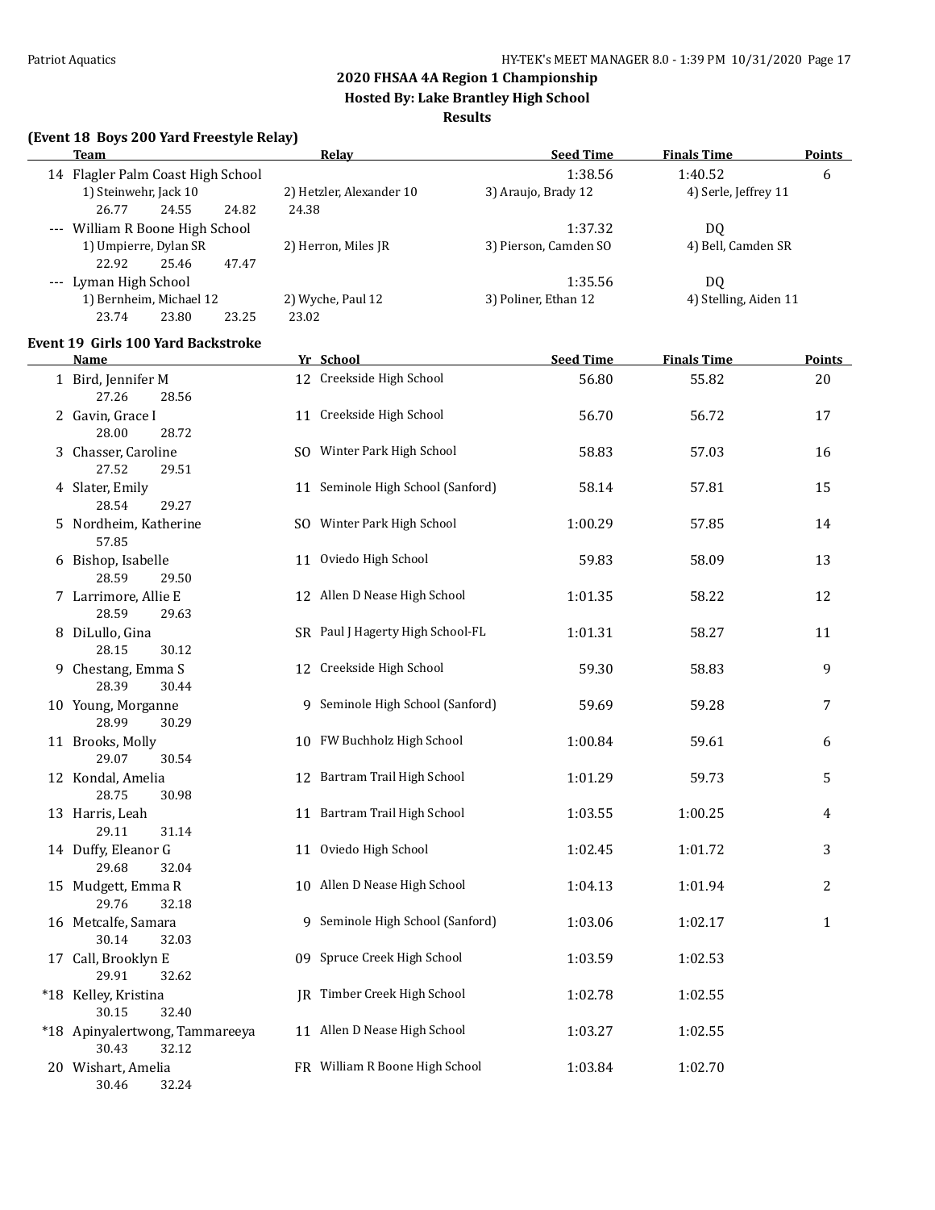# 2020 FHSAA 4A Region 1 Championship

## Hosted By: Lake Brantley High School

## Results

### (Event 18 Boys 200 Yard Freestyle Relay)

| | Team | Relay | Seed Time | Finals Time | Points |
|---|---|---|---|---|---|
| 14 | Flagler Palm Coast High School | | 1:38.56 | 1:40.52 | 6 |
| | 1) Steinwehr, Jack 10 | 2) Hetzler, Alexander 10 | 3) Araujo, Brady 12 | 4) Serle, Jeffrey 11 | |
| | 26.77 24.55 24.82 | 24.38 | | | |
| --- | William R Boone High School | | 1:37.32 | DQ | |
| | 1) Umpierre, Dylan SR | 2) Herron, Miles JR | 3) Pierson, Camden SO | 4) Bell, Camden SR | |
| | 22.92 25.46 47.47 | | | | |
| --- | Lyman High School | | 1:35.56 | DQ | |
| | 1) Bernheim, Michael 12 | 2) Wyche, Paul 12 | 3) Poliner, Ethan 12 | 4) Stelling, Aiden 11 | |
| | 23.74 23.80 23.25 | 23.02 | | | |

### Event 19 Girls 100 Yard Backstroke

| | Name | Yr | School | Seed Time | Finals Time | Points |
|---|---|---|---|---|---|---|
| 1 | Bird, Jennifer M | 12 | Creekside High School | 56.80 | 55.82 | 20 |
| | 27.26 28.56 | | | | | |
| 2 | Gavin, Grace I | 11 | Creekside High School | 56.70 | 56.72 | 17 |
| | 28.00 28.72 | | | | | |
| 3 | Chasser, Caroline | SO | Winter Park High School | 58.83 | 57.03 | 16 |
| | 27.52 29.51 | | | | | |
| 4 | Slater, Emily | 11 | Seminole High School (Sanford) | 58.14 | 57.81 | 15 |
| | 28.54 29.27 | | | | | |
| 5 | Nordheim, Katherine | SO | Winter Park High School | 1:00.29 | 57.85 | 14 |
| | 57.85 | | | | | |
| 6 | Bishop, Isabelle | 11 | Oviedo High School | 59.83 | 58.09 | 13 |
| | 28.59 29.50 | | | | | |
| 7 | Larrimore, Allie E | 12 | Allen D Nease High School | 1:01.35 | 58.22 | 12 |
| | 28.59 29.63 | | | | | |
| 8 | DiLullo, Gina | SR | Paul J Hagerty High School-FL | 1:01.31 | 58.27 | 11 |
| | 28.15 30.12 | | | | | |
| 9 | Chestang, Emma S | 12 | Creekside High School | 59.30 | 58.83 | 9 |
| | 28.39 30.44 | | | | | |
| 10 | Young, Morganne | 9 | Seminole High School (Sanford) | 59.69 | 59.28 | 7 |
| | 28.99 30.29 | | | | | |
| 11 | Brooks, Molly | 10 | FW Buchholz High School | 1:00.84 | 59.61 | 6 |
| | 29.07 30.54 | | | | | |
| 12 | Kondal, Amelia | 12 | Bartram Trail High School | 1:01.29 | 59.73 | 5 |
| | 28.75 30.98 | | | | | |
| 13 | Harris, Leah | 11 | Bartram Trail High School | 1:03.55 | 1:00.25 | 4 |
| | 29.11 31.14 | | | | | |
| 14 | Duffy, Eleanor G | 11 | Oviedo High School | 1:02.45 | 1:01.72 | 3 |
| | 29.68 32.04 | | | | | |
| 15 | Mudgett, Emma R | 10 | Allen D Nease High School | 1:04.13 | 1:01.94 | 2 |
| | 29.76 32.18 | | | | | |
| 16 | Metcalfe, Samara | 9 | Seminole High School (Sanford) | 1:03.06 | 1:02.17 | 1 |
| | 30.14 32.03 | | | | | |
| 17 | Call, Brooklyn E | 09 | Spruce Creek High School | 1:03.59 | 1:02.53 | |
| | 29.91 32.62 | | | | | |
| *18 | Kelley, Kristina | JR | Timber Creek High School | 1:02.78 | 1:02.55 | |
| | 30.15 32.40 | | | | | |
| *18 | Apinyalertwong, Tammareeya | 11 | Allen D Nease High School | 1:03.27 | 1:02.55 | |
| | 30.43 32.12 | | | | | |
| 20 | Wishart, Amelia | FR | William R Boone High School | 1:03.84 | 1:02.70 | |
| | 30.46 32.24 | | | | | |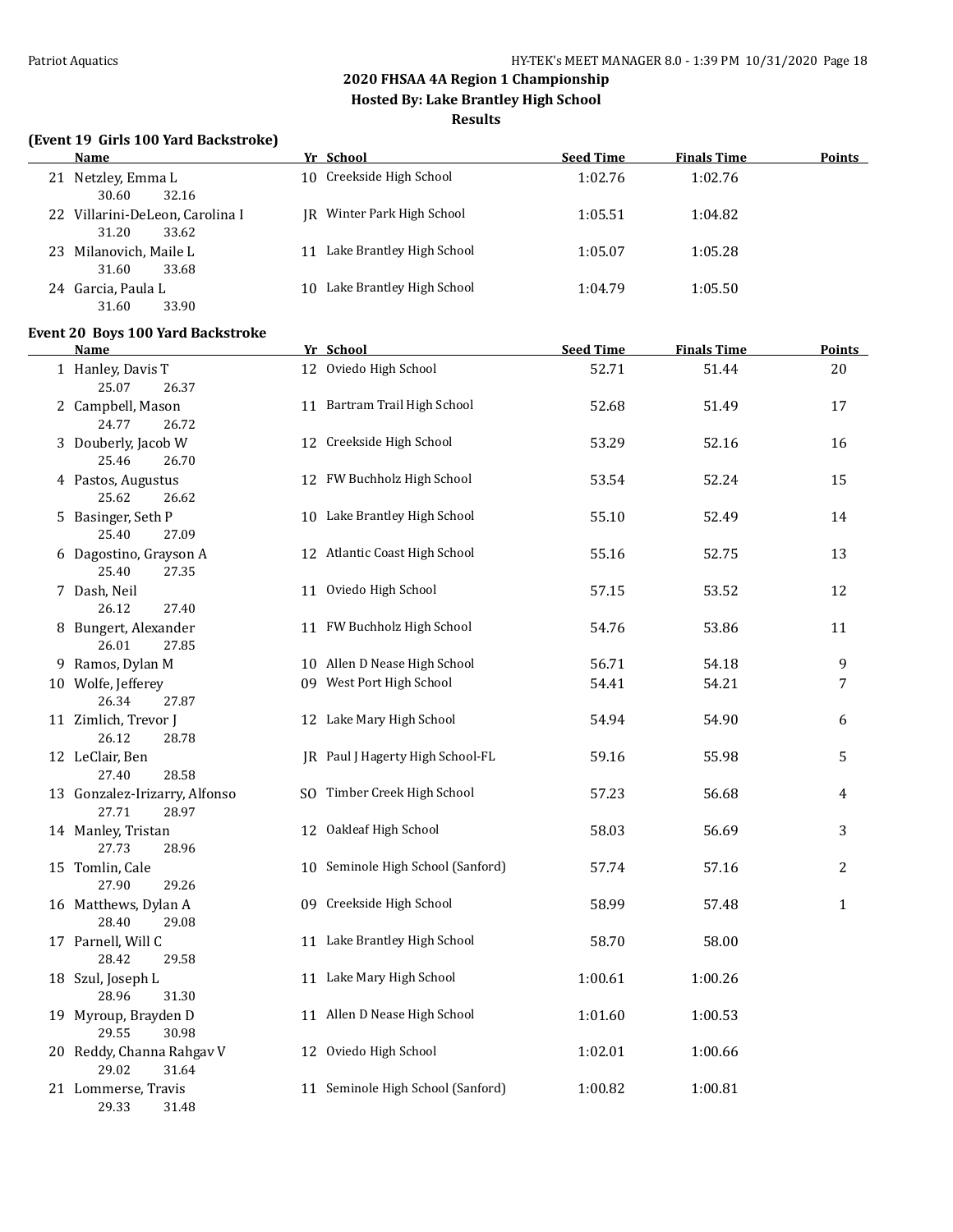# 2020 FHSAA 4A Region 1 Championship

**Hosted By: Lake Brantley High School**

**Results**

### (Event 19 Girls 100 Yard Backstroke)

| | Name | Yr | School | Seed Time | Finals Time | Points |
|---|---|---|---|---|---|---|
| 21 | Netzley, Emma L | 10 | Creekside High School | 1:02.76 | 1:02.76 | |
| | 30.60 32.16 | | | | | |
| 22 | Villarini-DeLeon, Carolina I | JR | Winter Park High School | 1:05.51 | 1:04.82 | |
| | 31.20 33.62 | | | | | |
| 23 | Milanovich, Maile L | 11 | Lake Brantley High School | 1:05.07 | 1:05.28 | |
| | 31.60 33.68 | | | | | |
| 24 | Garcia, Paula L | 10 | Lake Brantley High School | 1:04.79 | 1:05.50 | |
| | 31.60 33.90 | | | | | |

### Event 20 Boys 100 Yard Backstroke

| | Name | Yr | School | Seed Time | Finals Time | Points |
|---|---|---|---|---|---|---|
| 1 | Hanley, Davis T | 12 | Oviedo High School | 52.71 | 51.44 | 20 |
| | 25.07 26.37 | | | | | |
| 2 | Campbell, Mason | 11 | Bartram Trail High School | 52.68 | 51.49 | 17 |
| | 24.77 26.72 | | | | | |
| 3 | Douberly, Jacob W | 12 | Creekside High School | 53.29 | 52.16 | 16 |
| | 25.46 26.70 | | | | | |
| 4 | Pastos, Augustus | 12 | FW Buchholz High School | 53.54 | 52.24 | 15 |
| | 25.62 26.62 | | | | | |
| 5 | Basinger, Seth P | 10 | Lake Brantley High School | 55.10 | 52.49 | 14 |
| | 25.40 27.09 | | | | | |
| 6 | Dagostino, Grayson A | 12 | Atlantic Coast High School | 55.16 | 52.75 | 13 |
| | 25.40 27.35 | | | | | |
| 7 | Dash, Neil | 11 | Oviedo High School | 57.15 | 53.52 | 12 |
| | 26.12 27.40 | | | | | |
| 8 | Bungert, Alexander | 11 | FW Buchholz High School | 54.76 | 53.86 | 11 |
| | 26.01 27.85 | | | | | |
| 9 | Ramos, Dylan M | 10 | Allen D Nease High School | 56.71 | 54.18 | 9 |
| 10 | Wolfe, Jefferey | 09 | West Port High School | 54.41 | 54.21 | 7 |
| | 26.34 27.87 | | | | | |
| 11 | Zimlich, Trevor J | 12 | Lake Mary High School | 54.94 | 54.90 | 6 |
| | 26.12 28.78 | | | | | |
| 12 | LeClair, Ben | JR | Paul J Hagerty High School-FL | 59.16 | 55.98 | 5 |
| | 27.40 28.58 | | | | | |
| 13 | Gonzalez-Irizarry, Alfonso | SO | Timber Creek High School | 57.23 | 56.68 | 4 |
| | 27.71 28.97 | | | | | |
| 14 | Manley, Tristan | 12 | Oakleaf High School | 58.03 | 56.69 | 3 |
| | 27.73 28.96 | | | | | |
| 15 | Tomlin, Cale | 10 | Seminole High School (Sanford) | 57.74 | 57.16 | 2 |
| | 27.90 29.26 | | | | | |
| 16 | Matthews, Dylan A | 09 | Creekside High School | 58.99 | 57.48 | 1 |
| | 28.40 29.08 | | | | | |
| 17 | Parnell, Will C | 11 | Lake Brantley High School | 58.70 | 58.00 | |
| | 28.42 29.58 | | | | | |
| 18 | Szul, Joseph L | 11 | Lake Mary High School | 1:00.61 | 1:00.26 | |
| | 28.96 31.30 | | | | | |
| 19 | Myroup, Brayden D | 11 | Allen D Nease High School | 1:01.60 | 1:00.53 | |
| | 29.55 30.98 | | | | | |
| 20 | Reddy, Channa Rahgav V | 12 | Oviedo High School | 1:02.01 | 1:00.66 | |
| | 29.02 31.64 | | | | | |
| 21 | Lommerse, Travis | 11 | Seminole High School (Sanford) | 1:00.82 | 1:00.81 | |
| | 29.33 31.48 | | | | | |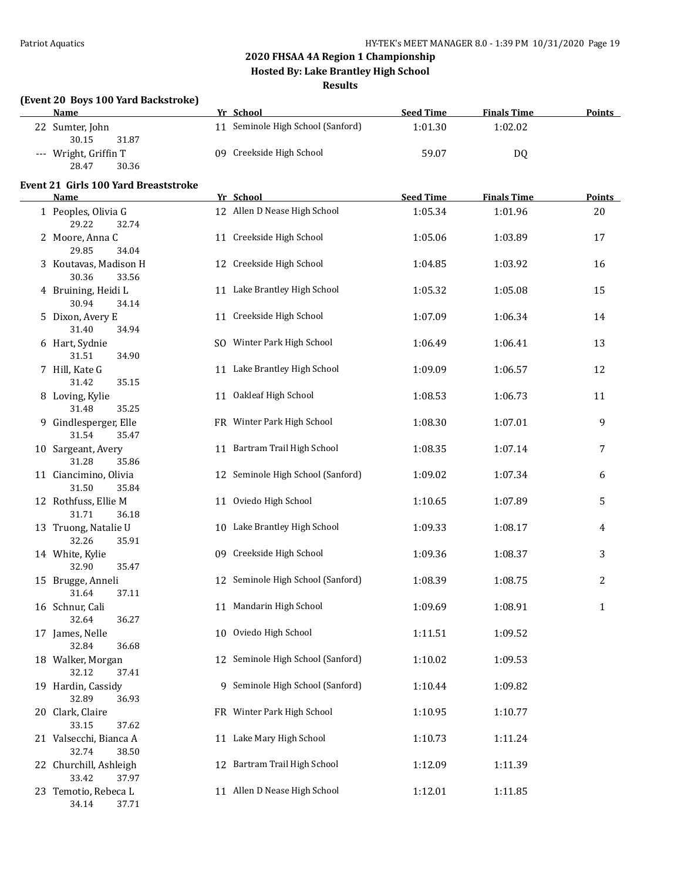## 2020 FHSAA 4A Region 1 Championship

### Hosted By: Lake Brantley High School

### Results

**(Event 20 Boys 100 Yard Backstroke)**

| | Name | Yr | School | Seed Time | Finals Time | Points |
|---|---|---|---|---|---|---|
| 22 | Sumter, John | 11 | Seminole High School (Sanford) | 1:01.30 | 1:02.02 | |
| | 30.15 31.87 | | | | | |
| --- | Wright, Griffin T | 09 | Creekside High School | 59.07 | DQ | |
| | 28.47 30.36 | | | | | |

**Event 21 Girls 100 Yard Breaststroke**

| | Name | Yr | School | Seed Time | Finals Time | Points |
|---|---|---|---|---|---|---|
| 1 | Peoples, Olivia G | 12 | Allen D Nease High School | 1:05.34 | 1:01.96 | 20 |
| | 29.22 32.74 | | | | | |
| 2 | Moore, Anna C | 11 | Creekside High School | 1:05.06 | 1:03.89 | 17 |
| | 29.85 34.04 | | | | | |
| 3 | Koutavas, Madison H | 12 | Creekside High School | 1:04.85 | 1:03.92 | 16 |
| | 30.36 33.56 | | | | | |
| 4 | Bruining, Heidi L | 11 | Lake Brantley High School | 1:05.32 | 1:05.08 | 15 |
| | 30.94 34.14 | | | | | |
| 5 | Dixon, Avery E | 11 | Creekside High School | 1:07.09 | 1:06.34 | 14 |
| | 31.40 34.94 | | | | | |
| 6 | Hart, Sydnie | SO | Winter Park High School | 1:06.49 | 1:06.41 | 13 |
| | 31.51 34.90 | | | | | |
| 7 | Hill, Kate G | 11 | Lake Brantley High School | 1:09.09 | 1:06.57 | 12 |
| | 31.42 35.15 | | | | | |
| 8 | Loving, Kylie | 11 | Oakleaf High School | 1:08.53 | 1:06.73 | 11 |
| | 31.48 35.25 | | | | | |
| 9 | Gindlesperger, Elle | FR | Winter Park High School | 1:08.30 | 1:07.01 | 9 |
| | 31.54 35.47 | | | | | |
| 10 | Sargeant, Avery | 11 | Bartram Trail High School | 1:08.35 | 1:07.14 | 7 |
| | 31.28 35.86 | | | | | |
| 11 | Ciancimino, Olivia | 12 | Seminole High School (Sanford) | 1:09.02 | 1:07.34 | 6 |
| | 31.50 35.84 | | | | | |
| 12 | Rothfuss, Ellie M | 11 | Oviedo High School | 1:10.65 | 1:07.89 | 5 |
| | 31.71 36.18 | | | | | |
| 13 | Truong, Natalie U | 10 | Lake Brantley High School | 1:09.33 | 1:08.17 | 4 |
| | 32.26 35.91 | | | | | |
| 14 | White, Kylie | 09 | Creekside High School | 1:09.36 | 1:08.37 | 3 |
| | 32.90 35.47 | | | | | |
| 15 | Brugge, Anneli | 12 | Seminole High School (Sanford) | 1:08.39 | 1:08.75 | 2 |
| | 31.64 37.11 | | | | | |
| 16 | Schnur, Cali | 11 | Mandarin High School | 1:09.69 | 1:08.91 | 1 |
| | 32.64 36.27 | | | | | |
| 17 | James, Nelle | 10 | Oviedo High School | 1:11.51 | 1:09.52 | |
| | 32.84 36.68 | | | | | |
| 18 | Walker, Morgan | 12 | Seminole High School (Sanford) | 1:10.02 | 1:09.53 | |
| | 32.12 37.41 | | | | | |
| 19 | Hardin, Cassidy | 9 | Seminole High School (Sanford) | 1:10.44 | 1:09.82 | |
| | 32.89 36.93 | | | | | |
| 20 | Clark, Claire | FR | Winter Park High School | 1:10.95 | 1:10.77 | |
| | 33.15 37.62 | | | | | |
| 21 | Valsecchi, Bianca A | 11 | Lake Mary High School | 1:10.73 | 1:11.24 | |
| | 32.74 38.50 | | | | | |
| 22 | Churchill, Ashleigh | 12 | Bartram Trail High School | 1:12.09 | 1:11.39 | |
| | 33.42 37.97 | | | | | |
| 23 | Temotio, Rebeca L | 11 | Allen D Nease High School | 1:12.01 | 1:11.85 | |
| | 34.14 37.71 | | | | | |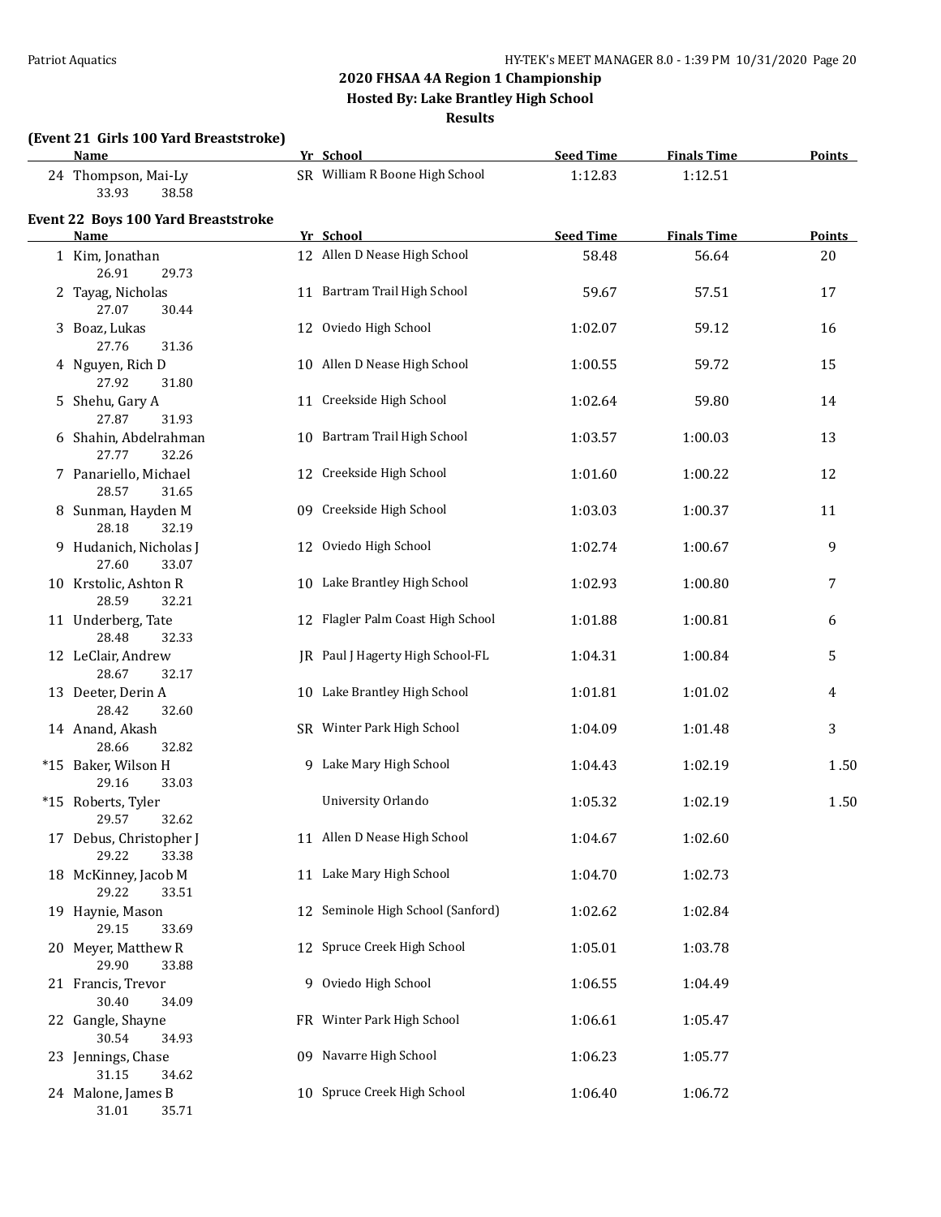## 2020 FHSAA 4A Region 1 Championship

### Hosted By: Lake Brantley High School

### Results

**(Event 21 Girls 100 Yard Breaststroke)**

| | Name | Yr | School | Seed Time | Finals Time | Points |
|---|---|---|---|---|---|---|
| 24 | Thompson, Mai-Ly | SR | William R Boone High School | 1:12.83 | 1:12.51 | |
| | 33.93 38.58 | | | | | |

**Event 22 Boys 100 Yard Breaststroke**

| | Name | Yr | School | Seed Time | Finals Time | Points |
|---|---|---|---|---|---|---|
| 1 | Kim, Jonathan | 12 | Allen D Nease High School | 58.48 | 56.64 | 20 |
| | 26.91 29.73 | | | | | |
| 2 | Tayag, Nicholas | 11 | Bartram Trail High School | 59.67 | 57.51 | 17 |
| | 27.07 30.44 | | | | | |
| 3 | Boaz, Lukas | 12 | Oviedo High School | 1:02.07 | 59.12 | 16 |
| | 27.76 31.36 | | | | | |
| 4 | Nguyen, Rich D | 10 | Allen D Nease High School | 1:00.55 | 59.72 | 15 |
| | 27.92 31.80 | | | | | |
| 5 | Shehu, Gary A | 11 | Creekside High School | 1:02.64 | 59.80 | 14 |
| | 27.87 31.93 | | | | | |
| 6 | Shahin, Abdelrahman | 10 | Bartram Trail High School | 1:03.57 | 1:00.03 | 13 |
| | 27.77 32.26 | | | | | |
| 7 | Panariello, Michael | 12 | Creekside High School | 1:01.60 | 1:00.22 | 12 |
| | 28.57 31.65 | | | | | |
| 8 | Sunman, Hayden M | 09 | Creekside High School | 1:03.03 | 1:00.37 | 11 |
| | 28.18 32.19 | | | | | |
| 9 | Hudanich, Nicholas J | 12 | Oviedo High School | 1:02.74 | 1:00.67 | 9 |
| | 27.60 33.07 | | | | | |
| 10 | Krstolic, Ashton R | 10 | Lake Brantley High School | 1:02.93 | 1:00.80 | 7 |
| | 28.59 32.21 | | | | | |
| 11 | Underberg, Tate | 12 | Flagler Palm Coast High School | 1:01.88 | 1:00.81 | 6 |
| | 28.48 32.33 | | | | | |
| 12 | LeClair, Andrew | JR | Paul J Hagerty High School-FL | 1:04.31 | 1:00.84 | 5 |
| | 28.67 32.17 | | | | | |
| 13 | Deeter, Derin A | 10 | Lake Brantley High School | 1:01.81 | 1:01.02 | 4 |
| | 28.42 32.60 | | | | | |
| 14 | Anand, Akash | SR | Winter Park High School | 1:04.09 | 1:01.48 | 3 |
| | 28.66 32.82 | | | | | |
| *15 | Baker, Wilson H | 9 | Lake Mary High School | 1:04.43 | 1:02.19 | 1.50 |
| | 29.16 33.03 | | | | | |
| *15 | Roberts, Tyler | | University Orlando | 1:05.32 | 1:02.19 | 1.50 |
| | 29.57 32.62 | | | | | |
| 17 | Debus, Christopher J | 11 | Allen D Nease High School | 1:04.67 | 1:02.60 | |
| | 29.22 33.38 | | | | | |
| 18 | McKinney, Jacob M | 11 | Lake Mary High School | 1:04.70 | 1:02.73 | |
| | 29.22 33.51 | | | | | |
| 19 | Haynie, Mason | 12 | Seminole High School (Sanford) | 1:02.62 | 1:02.84 | |
| | 29.15 33.69 | | | | | |
| 20 | Meyer, Matthew R | 12 | Spruce Creek High School | 1:05.01 | 1:03.78 | |
| | 29.90 33.88 | | | | | |
| 21 | Francis, Trevor | 9 | Oviedo High School | 1:06.55 | 1:04.49 | |
| | 30.40 34.09 | | | | | |
| 22 | Gangle, Shayne | FR | Winter Park High School | 1:06.61 | 1:05.47 | |
| | 30.54 34.93 | | | | | |
| 23 | Jennings, Chase | 09 | Navarre High School | 1:06.23 | 1:05.77 | |
| | 31.15 34.62 | | | | | |
| 24 | Malone, James B | 10 | Spruce Creek High School | 1:06.40 | 1:06.72 | |
| | 31.01 35.71 | | | | | |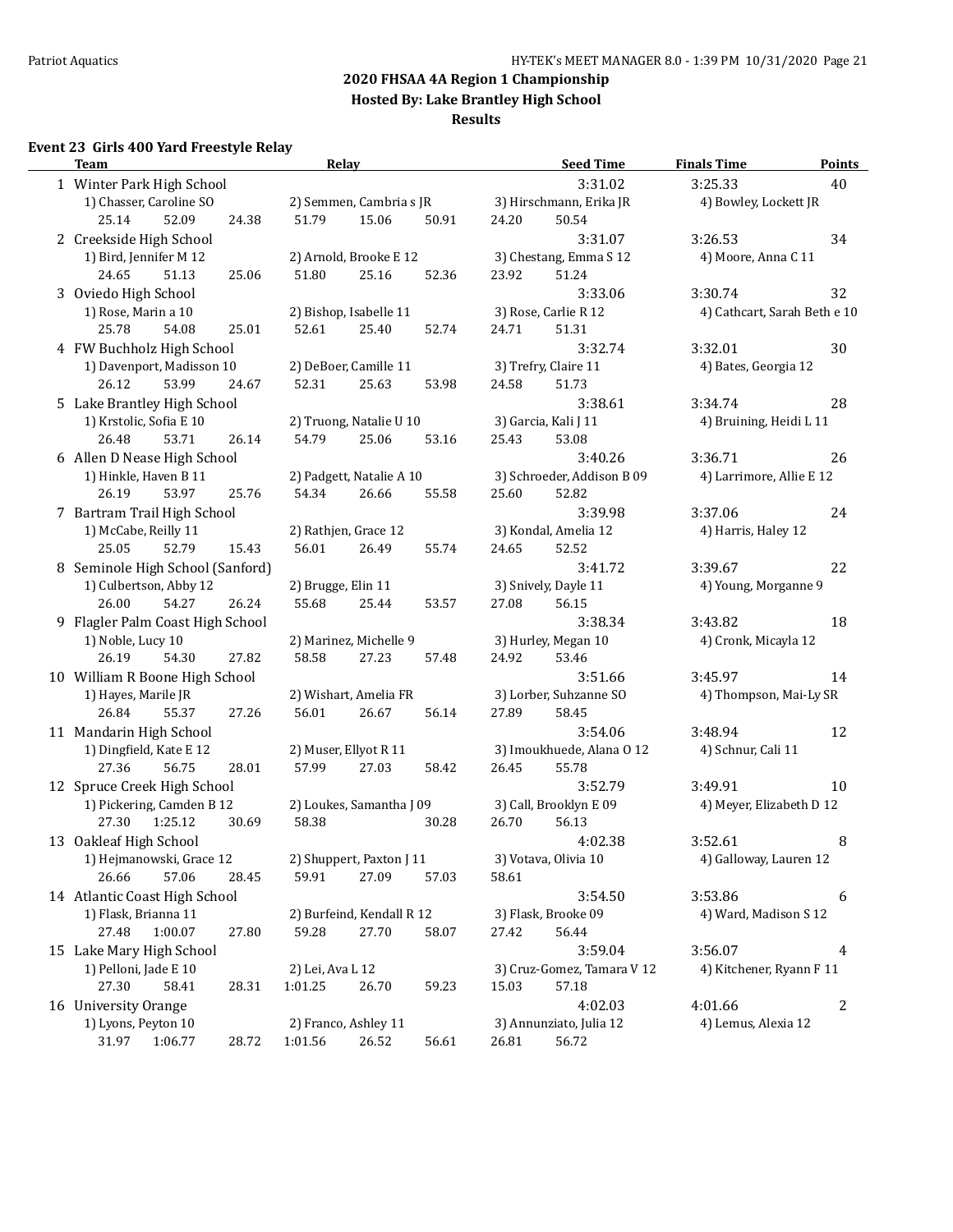# 2020 FHSAA 4A Region 1 Championship

## Hosted By: Lake Brantley High School

## Results

### Event 23 Girls 400 Yard Freestyle Relay

| | Team | Relay | Seed Time | Finals Time | Points |
|---|---|---|---|---|---|
| 1 | Winter Park High School | | 3:31.02 | 3:25.33 | 40 |
| | 1) Chasser, Caroline SO | 2) Semmen, Cambria s JR | 3) Hirschmann, Erika JR | 4) Bowley, Lockett JR | |
| | 25.14 52.09 24.38 51.79 15.06 50.91 24.20 50.54 | | | | |
| 2 | Creekside High School | | 3:31.07 | 3:26.53 | 34 |
| | 1) Bird, Jennifer M 12 | 2) Arnold, Brooke E 12 | 3) Chestang, Emma S 12 | 4) Moore, Anna C 11 | |
| | 24.65 51.13 25.06 51.80 25.16 52.36 23.92 51.24 | | | | |
| 3 | Oviedo High School | | 3:33.06 | 3:30.74 | 32 |
| | 1) Rose, Marin a 10 | 2) Bishop, Isabelle 11 | 3) Rose, Carlie R 12 | 4) Cathcart, Sarah Beth e 10 | |
| | 25.78 54.08 25.01 52.61 25.40 52.74 24.71 51.31 | | | | |
| 4 | FW Buchholz High School | | 3:32.74 | 3:32.01 | 30 |
| | 1) Davenport, Madisson 10 | 2) DeBoer, Camille 11 | 3) Trefry, Claire 11 | 4) Bates, Georgia 12 | |
| | 26.12 53.99 24.67 52.31 25.63 53.98 24.58 51.73 | | | | |
| 5 | Lake Brantley High School | | 3:38.61 | 3:34.74 | 28 |
| | 1) Krstolic, Sofia E 10 | 2) Truong, Natalie U 10 | 3) Garcia, Kali J 11 | 4) Bruining, Heidi L 11 | |
| | 26.48 53.71 26.14 54.79 25.06 53.16 25.43 53.08 | | | | |
| 6 | Allen D Nease High School | | 3:40.26 | 3:36.71 | 26 |
| | 1) Hinkle, Haven B 11 | 2) Padgett, Natalie A 10 | 3) Schroeder, Addison B 09 | 4) Larrimore, Allie E 12 | |
| | 26.19 53.97 25.76 54.34 26.66 55.58 25.60 52.82 | | | | |
| 7 | Bartram Trail High School | | 3:39.98 | 3:37.06 | 24 |
| | 1) McCabe, Reilly 11 | 2) Rathjen, Grace 12 | 3) Kondal, Amelia 12 | 4) Harris, Haley 12 | |
| | 25.05 52.79 15.43 56.01 26.49 55.74 24.65 52.52 | | | | |
| 8 | Seminole High School (Sanford) | | 3:41.72 | 3:39.67 | 22 |
| | 1) Culbertson, Abby 12 | 2) Brugge, Elin 11 | 3) Snively, Dayle 11 | 4) Young, Morganne 9 | |
| | 26.00 54.27 26.24 55.68 25.44 53.57 27.08 56.15 | | | | |
| 9 | Flagler Palm Coast High School | | 3:38.34 | 3:43.82 | 18 |
| | 1) Noble, Lucy 10 | 2) Marinez, Michelle 9 | 3) Hurley, Megan 10 | 4) Cronk, Micayla 12 | |
| | 26.19 54.30 27.82 58.58 27.23 57.48 24.92 53.46 | | | | |
| 10 | William R Boone High School | | 3:51.66 | 3:45.97 | 14 |
| | 1) Hayes, Marile JR | 2) Wishart, Amelia FR | 3) Lorber, Suhzanne SO | 4) Thompson, Mai-Ly SR | |
| | 26.84 55.37 27.26 56.01 26.67 56.14 27.89 58.45 | | | | |
| 11 | Mandarin High School | | 3:54.06 | 3:48.94 | 12 |
| | 1) Dingfield, Kate E 12 | 2) Muser, Ellyot R 11 | 3) Imoukhuede, Alana O 12 | 4) Schnur, Cali 11 | |
| | 27.36 56.75 28.01 57.99 27.03 58.42 26.45 55.78 | | | | |
| 12 | Spruce Creek High School | | 3:52.79 | 3:49.91 | 10 |
| | 1) Pickering, Camden B 12 | 2) Loukes, Samantha J 09 | 3) Call, Brooklyn E 09 | 4) Meyer, Elizabeth D 12 | |
| | 27.30 1:25.12 30.69 58.38 30.28 26.70 56.13 | | | | |
| 13 | Oakleaf High School | | 4:02.38 | 3:52.61 | 8 |
| | 1) Hejmanowski, Grace 12 | 2) Shuppert, Paxton J 11 | 3) Votava, Olivia 10 | 4) Galloway, Lauren 12 | |
| | 26.66 57.06 28.45 59.91 27.09 57.03 58.61 | | | | |
| 14 | Atlantic Coast High School | | 3:54.50 | 3:53.86 | 6 |
| | 1) Flask, Brianna 11 | 2) Burfeind, Kendall R 12 | 3) Flask, Brooke 09 | 4) Ward, Madison S 12 | |
| | 27.48 1:00.07 27.80 59.28 27.70 58.07 27.42 56.44 | | | | |
| 15 | Lake Mary High School | | 3:59.04 | 3:56.07 | 4 |
| | 1) Pelloni, Jade E 10 | 2) Lei, Ava L 12 | 3) Cruz-Gomez, Tamara V 12 | 4) Kitchener, Ryann F 11 | |
| | 27.30 58.41 28.31 1:01.25 26.70 59.23 15.03 57.18 | | | | |
| 16 | University Orange | | 4:02.03 | 4:01.66 | 2 |
| | 1) Lyons, Peyton 10 | 2) Franco, Ashley 11 | 3) Annunziato, Julia 12 | 4) Lemus, Alexia 12 | |
| | 31.97 1:06.77 28.72 1:01.56 26.52 56.61 26.81 56.72 | | | | |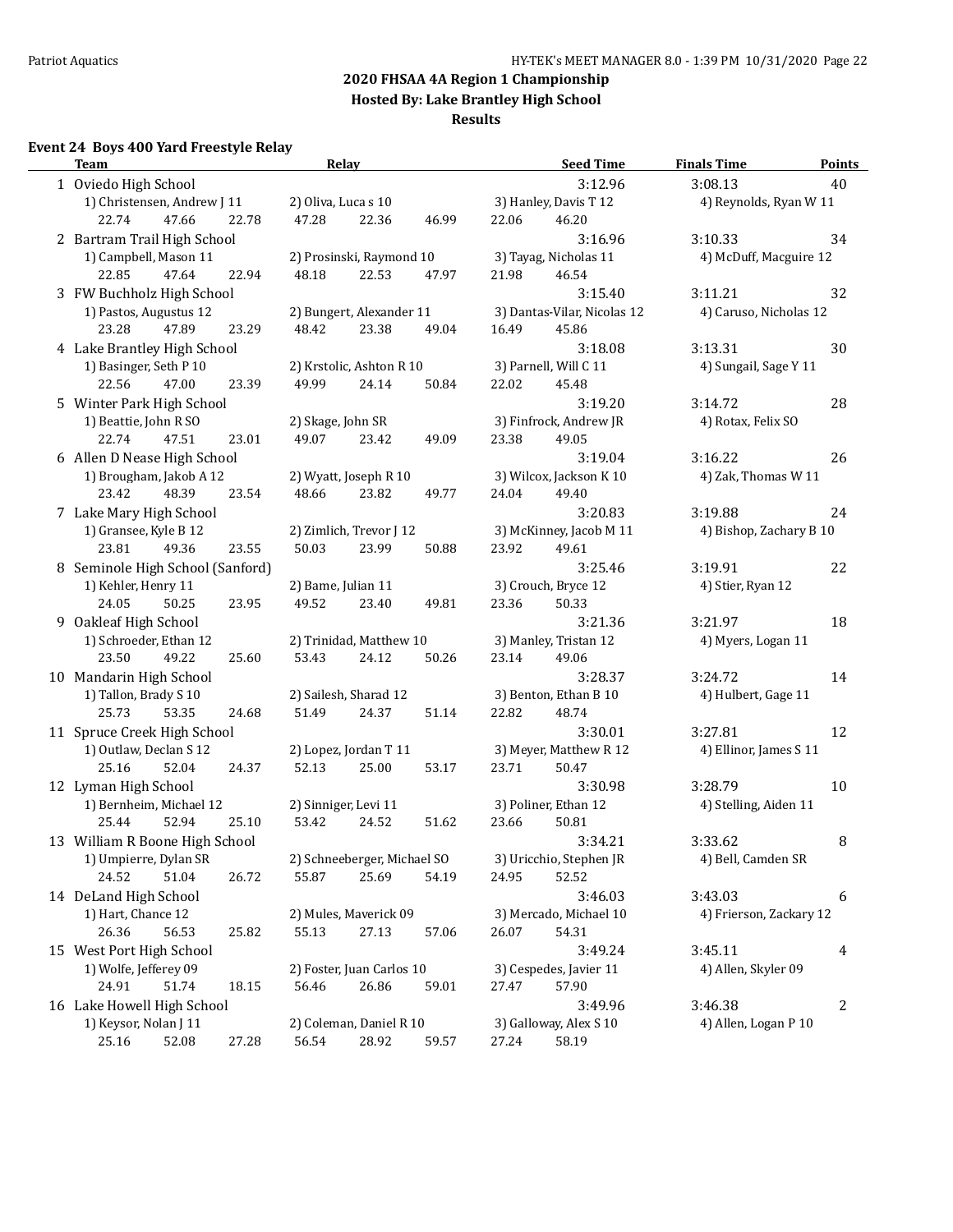# 2020 FHSAA 4A Region 1 Championship

## Hosted By: Lake Brantley High School

## Results

### Event 24 Boys 400 Yard Freestyle Relay

| | Team | Relay | Seed Time | Finals Time | Points |
|---|---|---|---|---|---|
| 1 | Oviedo High School | | 3:12.96 | 3:08.13 | 40 |
| | 1) Christensen, Andrew J 11 | 2) Oliva, Luca s 10 | 3) Hanley, Davis T 12 | 4) Reynolds, Ryan W 11 | |
| | 22.74 47.66 | 22.78 47.28 | 22.36 46.99 | 22.06 46.20 | |
| 2 | Bartram Trail High School | | 3:16.96 | 3:10.33 | 34 |
| | 1) Campbell, Mason 11 | 2) Prosinski, Raymond 10 | 3) Tayag, Nicholas 11 | 4) McDuff, Macguire 12 | |
| | 22.85 47.64 | 22.94 48.18 | 22.53 47.97 | 21.98 46.54 | |
| 3 | FW Buchholz High School | | 3:15.40 | 3:11.21 | 32 |
| | 1) Pastos, Augustus 12 | 2) Bungert, Alexander 11 | 3) Dantas-Vilar, Nicolas 12 | 4) Caruso, Nicholas 12 | |
| | 23.28 47.89 | 23.29 48.42 | 23.38 49.04 | 16.49 45.86 | |
| 4 | Lake Brantley High School | | 3:18.08 | 3:13.31 | 30 |
| | 1) Basinger, Seth P 10 | 2) Krstolic, Ashton R 10 | 3) Parnell, Will C 11 | 4) Sungail, Sage Y 11 | |
| | 22.56 47.00 | 23.39 49.99 | 24.14 50.84 | 22.02 45.48 | |
| 5 | Winter Park High School | | 3:19.20 | 3:14.72 | 28 |
| | 1) Beattie, John R SO | 2) Skage, John SR | 3) Finfrock, Andrew JR | 4) Rotax, Felix SO | |
| | 22.74 47.51 | 23.01 49.07 | 23.42 49.09 | 23.38 49.05 | |
| 6 | Allen D Nease High School | | 3:19.04 | 3:16.22 | 26 |
| | 1) Brougham, Jakob A 12 | 2) Wyatt, Joseph R 10 | 3) Wilcox, Jackson K 10 | 4) Zak, Thomas W 11 | |
| | 23.42 48.39 | 23.54 48.66 | 23.82 49.77 | 24.04 49.40 | |
| 7 | Lake Mary High School | | 3:20.83 | 3:19.88 | 24 |
| | 1) Gransee, Kyle B 12 | 2) Zimlich, Trevor J 12 | 3) McKinney, Jacob M 11 | 4) Bishop, Zachary B 10 | |
| | 23.81 49.36 | 23.55 50.03 | 23.99 50.88 | 23.92 49.61 | |
| 8 | Seminole High School (Sanford) | | 3:25.46 | 3:19.91 | 22 |
| | 1) Kehler, Henry 11 | 2) Bame, Julian 11 | 3) Crouch, Bryce 12 | 4) Stier, Ryan 12 | |
| | 24.05 50.25 | 23.95 49.52 | 23.40 49.81 | 23.36 50.33 | |
| 9 | Oakleaf High School | | 3:21.36 | 3:21.97 | 18 |
| | 1) Schroeder, Ethan 12 | 2) Trinidad, Matthew 10 | 3) Manley, Tristan 12 | 4) Myers, Logan 11 | |
| | 23.50 49.22 | 25.60 53.43 | 24.12 50.26 | 23.14 49.06 | |
| 10 | Mandarin High School | | 3:28.37 | 3:24.72 | 14 |
| | 1) Tallon, Brady S 10 | 2) Sailesh, Sharad 12 | 3) Benton, Ethan B 10 | 4) Hulbert, Gage 11 | |
| | 25.73 53.35 | 24.68 51.49 | 24.37 51.14 | 22.82 48.74 | |
| 11 | Spruce Creek High School | | 3:30.01 | 3:27.81 | 12 |
| | 1) Outlaw, Declan S 12 | 2) Lopez, Jordan T 11 | 3) Meyer, Matthew R 12 | 4) Ellinor, James S 11 | |
| | 25.16 52.04 | 24.37 52.13 | 25.00 53.17 | 23.71 50.47 | |
| 12 | Lyman High School | | 3:30.98 | 3:28.79 | 10 |
| | 1) Bernheim, Michael 12 | 2) Sinniger, Levi 11 | 3) Poliner, Ethan 12 | 4) Stelling, Aiden 11 | |
| | 25.44 52.94 | 25.10 53.42 | 24.52 51.62 | 23.66 50.81 | |
| 13 | William R Boone High School | | 3:34.21 | 3:33.62 | 8 |
| | 1) Umpierre, Dylan SR | 2) Schneeberger, Michael SO | 3) Uricchio, Stephen JR | 4) Bell, Camden SR | |
| | 24.52 51.04 | 26.72 55.87 | 25.69 54.19 | 24.95 52.52 | |
| 14 | DeLand High School | | 3:46.03 | 3:43.03 | 6 |
| | 1) Hart, Chance 12 | 2) Mules, Maverick 09 | 3) Mercado, Michael 10 | 4) Frierson, Zackary 12 | |
| | 26.36 56.53 | 25.82 55.13 | 27.13 57.06 | 26.07 54.31 | |
| 15 | West Port High School | | 3:49.24 | 3:45.11 | 4 |
| | 1) Wolfe, Jefferey 09 | 2) Foster, Juan Carlos 10 | 3) Cespedes, Javier 11 | 4) Allen, Skyler 09 | |
| | 24.91 51.74 | 18.15 56.46 | 26.86 59.01 | 27.47 57.90 | |
| 16 | Lake Howell High School | | 3:49.96 | 3:46.38 | 2 |
| | 1) Keysor, Nolan J 11 | 2) Coleman, Daniel R 10 | 3) Galloway, Alex S 10 | 4) Allen, Logan P 10 | |
| | 25.16 52.08 | 27.28 56.54 | 28.92 59.57 | 27.24 58.19 | |